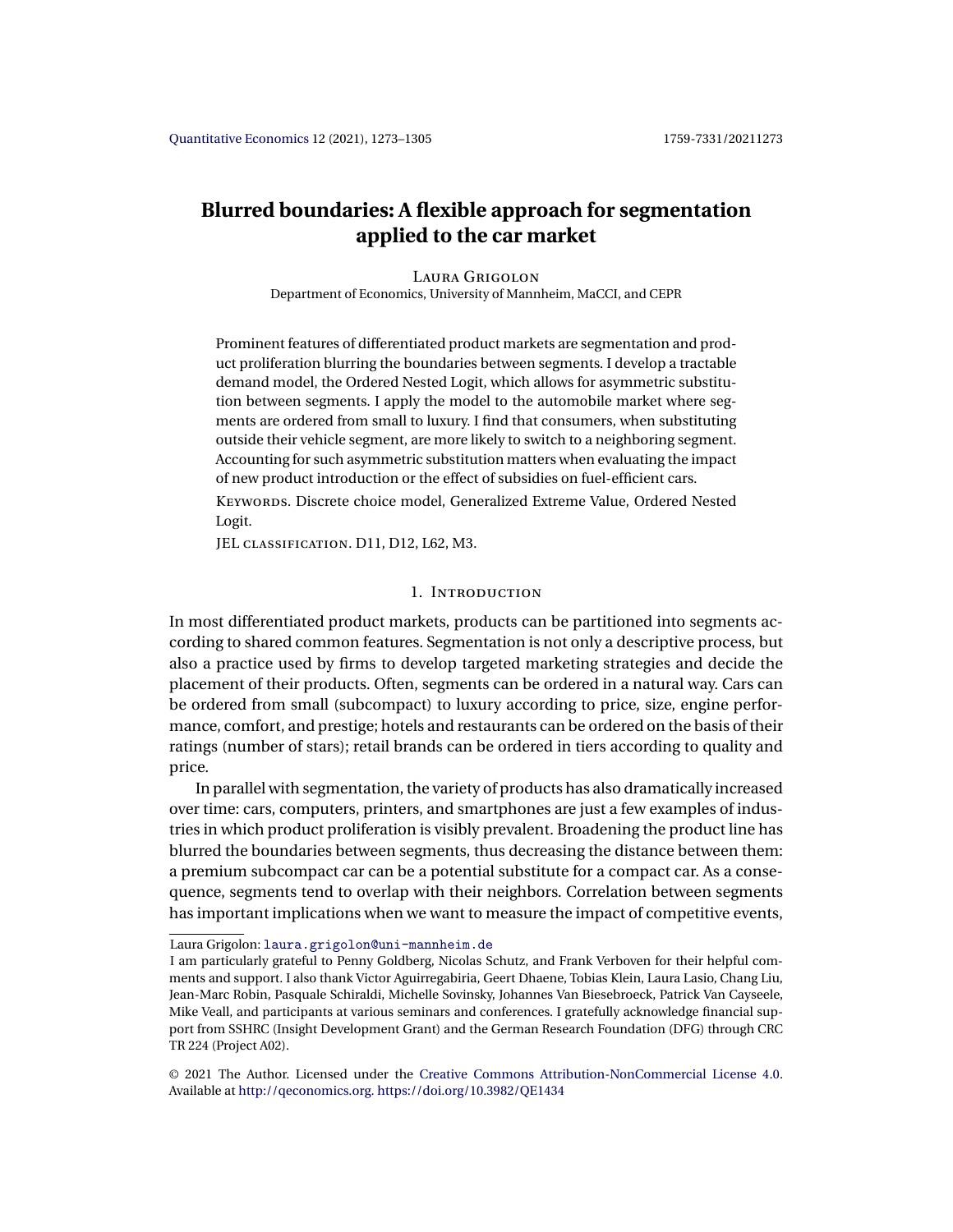# Blurred boundaries: A flexible approach for segmentation applied to the car market

Laura Grigolon
Department of Economics, University of Mannheim, MaCCI, and CEPR

Prominent features of differentiated product markets are segmentation and product proliferation blurring the boundaries between segments. I develop a tractable demand model, the Ordered Nested Logit, which allows for asymmetric substitution between segments. I apply the model to the automobile market where segments are ordered from small to luxury. I find that consumers, when substituting outside their vehicle segment, are more likely to switch to a neighboring segment. Accounting for such asymmetric substitution matters when evaluating the impact of new product introduction or the effect of subsidies on fuel-efficient cars.

Keywords. Discrete choice model, Generalized Extreme Value, Ordered Nested Logit.

JEL classification. D11, D12, L62, M3.

## 1. Introduction

In most differentiated product markets, products can be partitioned into segments according to shared common features. Segmentation is not only a descriptive process, but also a practice used by firms to develop targeted marketing strategies and decide the placement of their products. Often, segments can be ordered in a natural way. Cars can be ordered from small (subcompact) to luxury according to price, size, engine performance, comfort, and prestige; hotels and restaurants can be ordered on the basis of their ratings (number of stars); retail brands can be ordered in tiers according to quality and price.

In parallel with segmentation, the variety of products has also dramatically increased over time: cars, computers, printers, and smartphones are just a few examples of industries in which product proliferation is visibly prevalent. Broadening the product line has blurred the boundaries between segments, thus decreasing the distance between them: a premium subcompact car can be a potential substitute for a compact car. As a consequence, segments tend to overlap with their neighbors. Correlation between segments has important implications when we want to measure the impact of competitive events,

---

Laura Grigolon: laura.grigolon@uni-mannheim.de

I am particularly grateful to Penny Goldberg, Nicolas Schutz, and Frank Verboven for their helpful comments and support. I also thank Victor Aguirregabiria, Geert Dhaene, Tobias Klein, Laura Lasio, Chang Liu, Jean-Marc Robin, Pasquale Schiraldi, Michelle Sovinsky, Johannes Van Biesebroeck, Patrick Van Cayseele, Mike Veall, and participants at various seminars and conferences. I gratefully acknowledge financial support from SSHRC (Insight Development Grant) and the German Research Foundation (DFG) through CRC TR 224 (Project A02).

© 2021 The Author. Licensed under the Creative Commons Attribution-NonCommercial License 4.0. Available at http://qeconomics.org. https://doi.org/10.3982/QE1434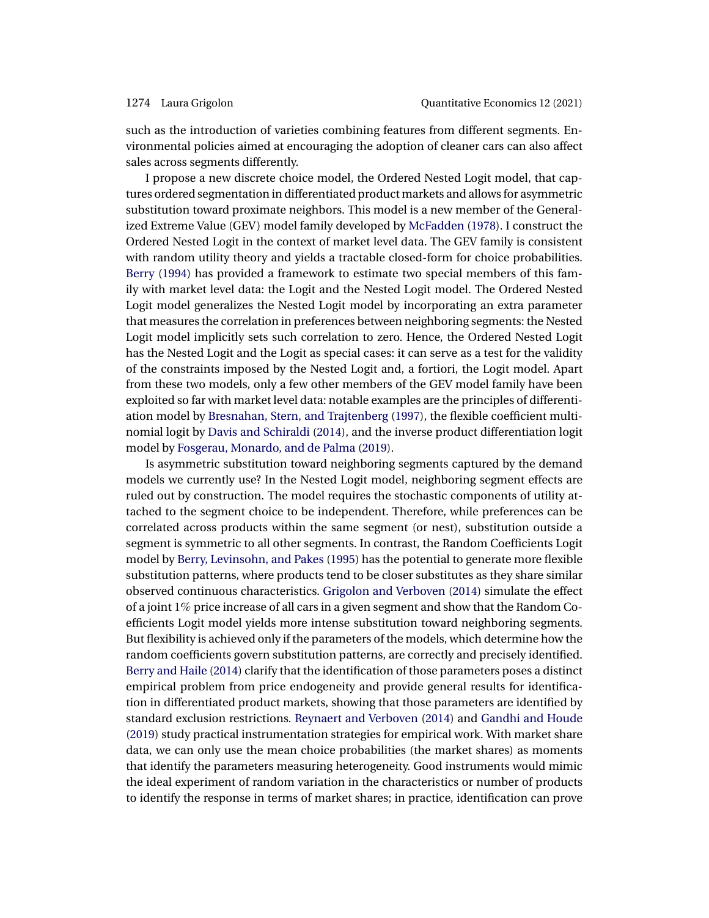such as the introduction of varieties combining features from different segments. Environmental policies aimed at encouraging the adoption of cleaner cars can also affect sales across segments differently.

I propose a new discrete choice model, the Ordered Nested Logit model, that captures ordered segmentation in differentiated product markets and allows for asymmetric substitution toward proximate neighbors. This model is a new member of the Generalized Extreme Value (GEV) model family developed by McFadden (1978). I construct the Ordered Nested Logit in the context of market level data. The GEV family is consistent with random utility theory and yields a tractable closed-form for choice probabilities. Berry (1994) has provided a framework to estimate two special members of this family with market level data: the Logit and the Nested Logit model. The Ordered Nested Logit model generalizes the Nested Logit model by incorporating an extra parameter that measures the correlation in preferences between neighboring segments: the Nested Logit model implicitly sets such correlation to zero. Hence, the Ordered Nested Logit has the Nested Logit and the Logit as special cases: it can serve as a test for the validity of the constraints imposed by the Nested Logit and, a fortiori, the Logit model. Apart from these two models, only a few other members of the GEV model family have been exploited so far with market level data: notable examples are the principles of differentiation model by Bresnahan, Stern, and Trajtenberg (1997), the flexible coefficient multinomial logit by Davis and Schiraldi (2014), and the inverse product differentiation logit model by Fosgerau, Monardo, and de Palma (2019).

Is asymmetric substitution toward neighboring segments captured by the demand models we currently use? In the Nested Logit model, neighboring segment effects are ruled out by construction. The model requires the stochastic components of utility attached to the segment choice to be independent. Therefore, while preferences can be correlated across products within the same segment (or nest), substitution outside a segment is symmetric to all other segments. In contrast, the Random Coefficients Logit model by Berry, Levinsohn, and Pakes (1995) has the potential to generate more flexible substitution patterns, where products tend to be closer substitutes as they share similar observed continuous characteristics. Grigolon and Verboven (2014) simulate the effect of a joint 1% price increase of all cars in a given segment and show that the Random Coefficients Logit model yields more intense substitution toward neighboring segments. But flexibility is achieved only if the parameters of the models, which determine how the random coefficients govern substitution patterns, are correctly and precisely identified. Berry and Haile (2014) clarify that the identification of those parameters poses a distinct empirical problem from price endogeneity and provide general results for identification in differentiated product markets, showing that those parameters are identified by standard exclusion restrictions. Reynaert and Verboven (2014) and Gandhi and Houde (2019) study practical instrumentation strategies for empirical work. With market share data, we can only use the mean choice probabilities (the market shares) as moments that identify the parameters measuring heterogeneity. Good instruments would mimic the ideal experiment of random variation in the characteristics or number of products to identify the response in terms of market shares; in practice, identification can prove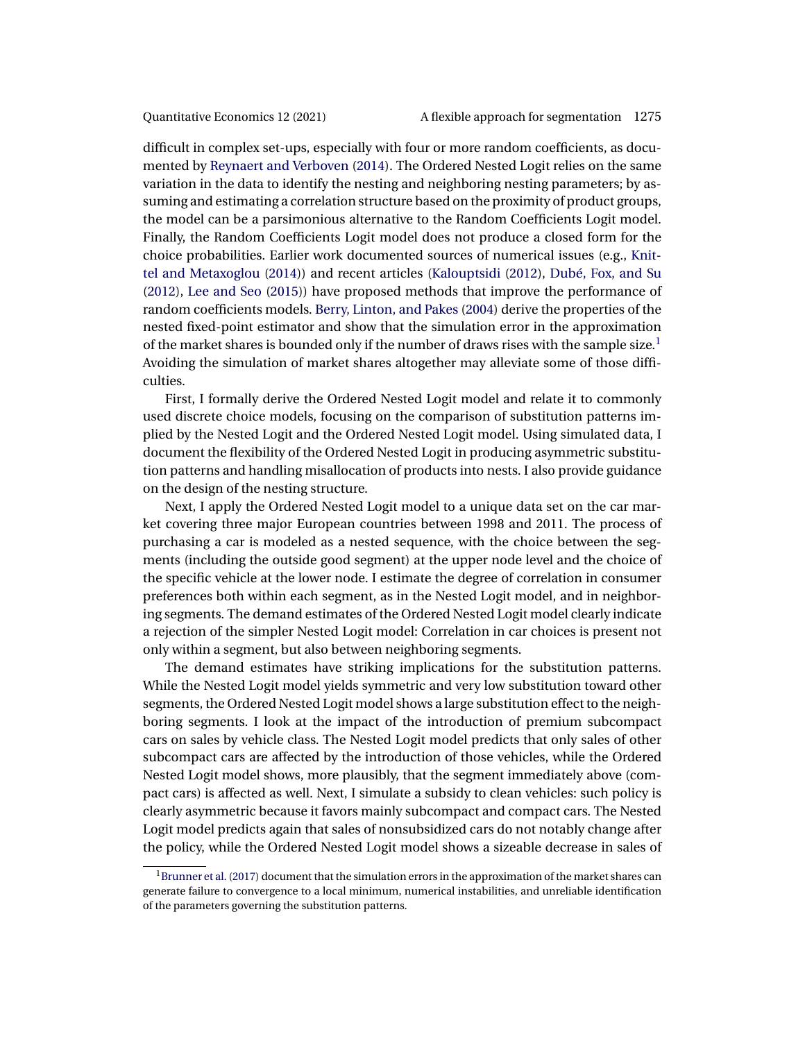difficult in complex set-ups, especially with four or more random coefficients, as documented by Reynaert and Verboven (2014). The Ordered Nested Logit relies on the same variation in the data to identify the nesting and neighboring nesting parameters; by assuming and estimating a correlation structure based on the proximity of product groups, the model can be a parsimonious alternative to the Random Coefficients Logit model. Finally, the Random Coefficients Logit model does not produce a closed form for the choice probabilities. Earlier work documented sources of numerical issues (e.g., Knittel and Metaxoglou (2014)) and recent articles (Kalouptsidi (2012), Dubé, Fox, and Su (2012), Lee and Seo (2015)) have proposed methods that improve the performance of random coefficients models. Berry, Linton, and Pakes (2004) derive the properties of the nested fixed-point estimator and show that the simulation error in the approximation of the market shares is bounded only if the number of draws rises with the sample size.[1] Avoiding the simulation of market shares altogether may alleviate some of those difficulties.

First, I formally derive the Ordered Nested Logit model and relate it to commonly used discrete choice models, focusing on the comparison of substitution patterns implied by the Nested Logit and the Ordered Nested Logit model. Using simulated data, I document the flexibility of the Ordered Nested Logit in producing asymmetric substitution patterns and handling misallocation of products into nests. I also provide guidance on the design of the nesting structure.

Next, I apply the Ordered Nested Logit model to a unique data set on the car market covering three major European countries between 1998 and 2011. The process of purchasing a car is modeled as a nested sequence, with the choice between the segments (including the outside good segment) at the upper node level and the choice of the specific vehicle at the lower node. I estimate the degree of correlation in consumer preferences both within each segment, as in the Nested Logit model, and in neighboring segments. The demand estimates of the Ordered Nested Logit model clearly indicate a rejection of the simpler Nested Logit model: Correlation in car choices is present not only within a segment, but also between neighboring segments.

The demand estimates have striking implications for the substitution patterns. While the Nested Logit model yields symmetric and very low substitution toward other segments, the Ordered Nested Logit model shows a large substitution effect to the neighboring segments. I look at the impact of the introduction of premium subcompact cars on sales by vehicle class. The Nested Logit model predicts that only sales of other subcompact cars are affected by the introduction of those vehicles, while the Ordered Nested Logit model shows, more plausibly, that the segment immediately above (compact cars) is affected as well. Next, I simulate a subsidy to clean vehicles: such policy is clearly asymmetric because it favors mainly subcompact and compact cars. The Nested Logit model predicts again that sales of nonsubsidized cars do not notably change after the policy, while the Ordered Nested Logit model shows a sizeable decrease in sales of

[1] Brunner et al. (2017) document that the simulation errors in the approximation of the market shares can generate failure to convergence to a local minimum, numerical instabilities, and unreliable identification of the parameters governing the substitution patterns.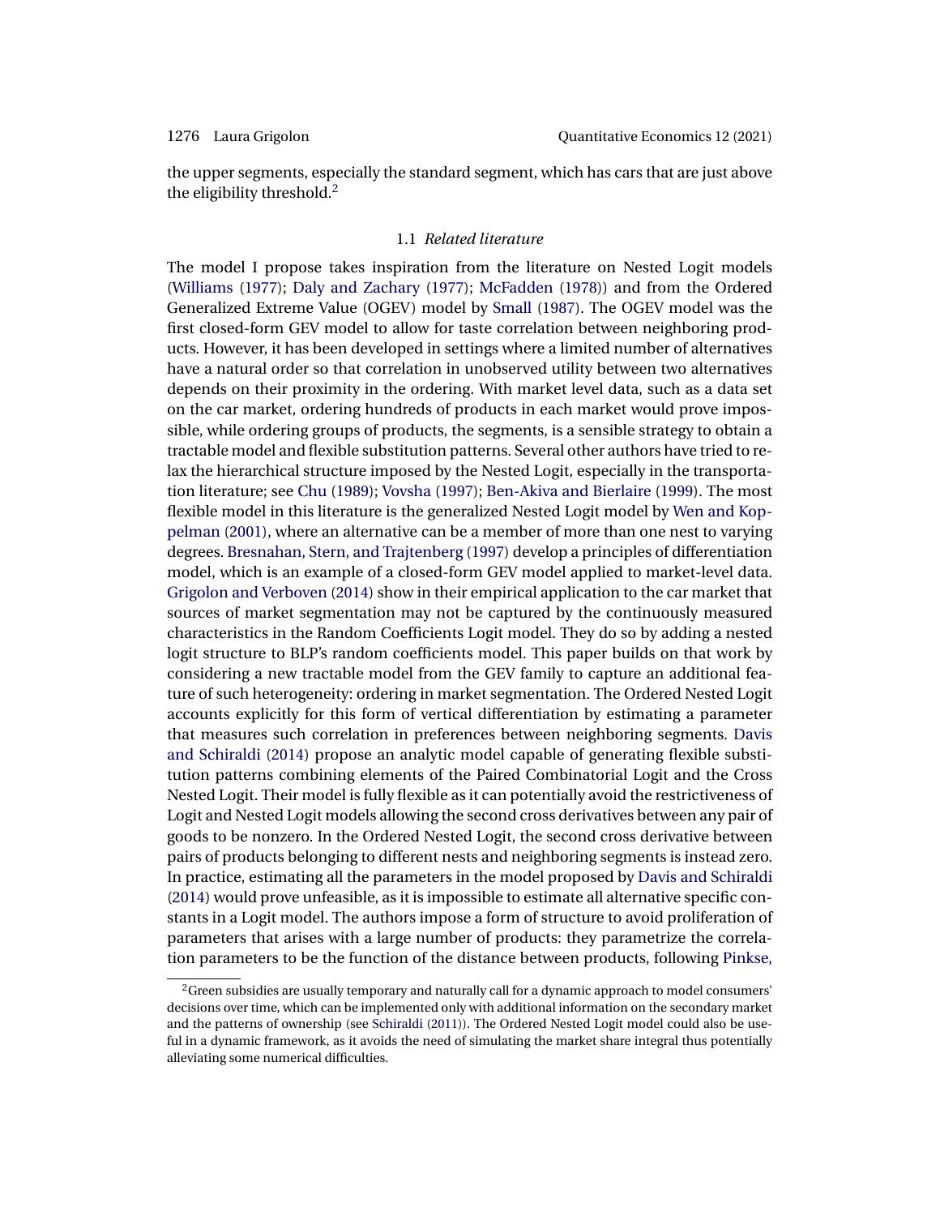the upper segments, especially the standard segment, which has cars that are just above the eligibility threshold.[2]

### 1.1 *Related literature*

The model I propose takes inspiration from the literature on Nested Logit models (Williams (1977); Daly and Zachary (1977); McFadden (1978)) and from the Ordered Generalized Extreme Value (OGEV) model by Small (1987). The OGEV model was the first closed-form GEV model to allow for taste correlation between neighboring products. However, it has been developed in settings where a limited number of alternatives have a natural order so that correlation in unobserved utility between two alternatives depends on their proximity in the ordering. With market level data, such as a data set on the car market, ordering hundreds of products in each market would prove impossible, while ordering groups of products, the segments, is a sensible strategy to obtain a tractable model and flexible substitution patterns. Several other authors have tried to relax the hierarchical structure imposed by the Nested Logit, especially in the transportation literature; see Chu (1989); Vovsha (1997); Ben-Akiva and Bierlaire (1999). The most flexible model in this literature is the generalized Nested Logit model by Wen and Koppelman (2001), where an alternative can be a member of more than one nest to varying degrees. Bresnahan, Stern, and Trajtenberg (1997) develop a principles of differentiation model, which is an example of a closed-form GEV model applied to market-level data. Grigolon and Verboven (2014) show in their empirical application to the car market that sources of market segmentation may not be captured by the continuously measured characteristics in the Random Coefficients Logit model. They do so by adding a nested logit structure to BLP's random coefficients model. This paper builds on that work by considering a new tractable model from the GEV family to capture an additional feature of such heterogeneity: ordering in market segmentation. The Ordered Nested Logit accounts explicitly for this form of vertical differentiation by estimating a parameter that measures such correlation in preferences between neighboring segments. Davis and Schiraldi (2014) propose an analytic model capable of generating flexible substitution patterns combining elements of the Paired Combinatorial Logit and the Cross Nested Logit. Their model is fully flexible as it can potentially avoid the restrictiveness of Logit and Nested Logit models allowing the second cross derivatives between any pair of goods to be nonzero. In the Ordered Nested Logit, the second cross derivative between pairs of products belonging to different nests and neighboring segments is instead zero. In practice, estimating all the parameters in the model proposed by Davis and Schiraldi (2014) would prove unfeasible, as it is impossible to estimate all alternative specific constants in a Logit model. The authors impose a form of structure to avoid proliferation of parameters that arises with a large number of products: they parametrize the correlation parameters to be the function of the distance between products, following Pinkse,

[2] Green subsidies are usually temporary and naturally call for a dynamic approach to model consumers' decisions over time, which can be implemented only with additional information on the secondary market and the patterns of ownership (see Schiraldi (2011)). The Ordered Nested Logit model could also be useful in a dynamic framework, as it avoids the need of simulating the market share integral thus potentially alleviating some numerical difficulties.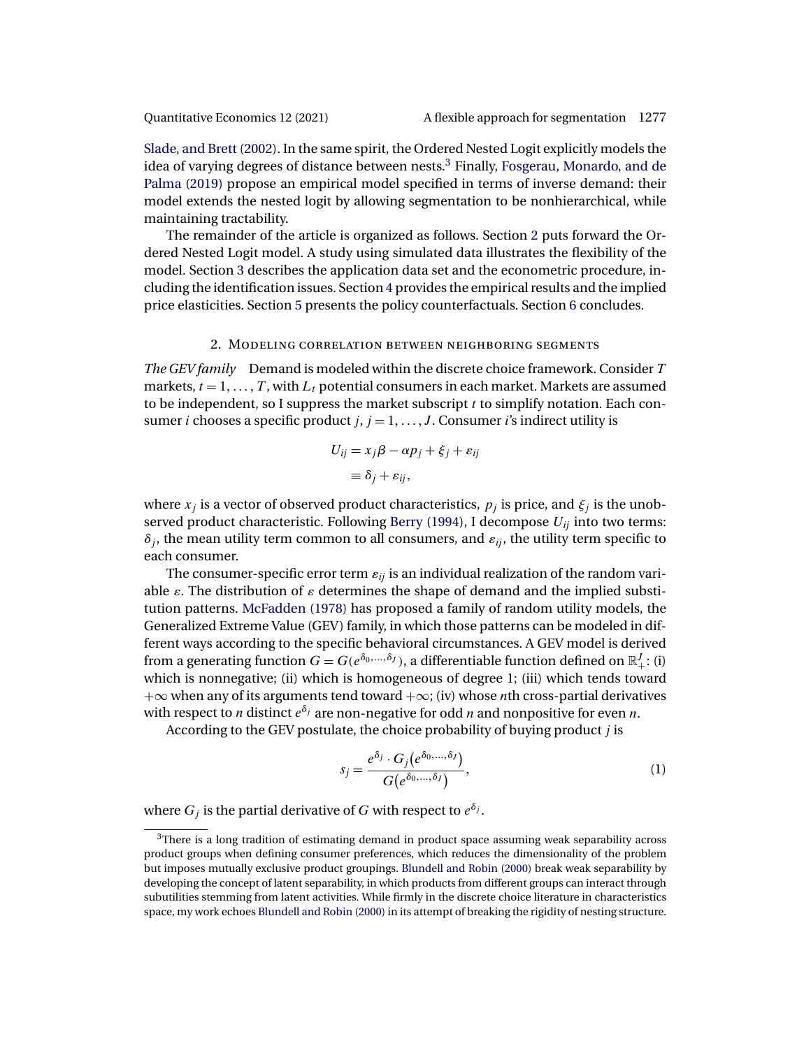Slade, and Brett (2002). In the same spirit, the Ordered Nested Logit explicitly models the idea of varying degrees of distance between nests.[3] Finally, Fosgerau, Monardo, and de Palma (2019) propose an empirical model specified in terms of inverse demand: their model extends the nested logit by allowing segmentation to be nonhierarchical, while maintaining tractability.

The remainder of the article is organized as follows. Section 2 puts forward the Ordered Nested Logit model. A study using simulated data illustrates the flexibility of the model. Section 3 describes the application data set and the econometric procedure, including the identification issues. Section 4 provides the empirical results and the implied price elasticities. Section 5 presents the policy counterfactuals. Section 6 concludes.

## 2. Modeling correlation between neighboring segments

*The GEV family* Demand is modeled within the discrete choice framework. Consider $T$ markets, $t = 1, \dots, T$, with $L_t$ potential consumers in each market. Markets are assumed to be independent, so I suppress the market subscript $t$ to simplify notation. Each consumer $i$ chooses a specific product $j$, $j = 1, \dots, J$. Consumer $i$'s indirect utility is

$$
\begin{aligned}
U_{ij} &= x_j \beta - \alpha p_j + \xi_j + \varepsilon_{ij} \\
&\equiv \delta_j + \varepsilon_{ij},
\end{aligned}
$$

where $x_j$ is a vector of observed product characteristics, $p_j$ is price, and $\xi_j$ is the unobserved product characteristic. Following Berry (1994), I decompose $U_{ij}$ into two terms: $\delta_j$, the mean utility term common to all consumers, and $\varepsilon_{ij}$, the utility term specific to each consumer.

The consumer-specific error term $\varepsilon_{ij}$ is an individual realization of the random variable $\varepsilon$. The distribution of $\varepsilon$ determines the shape of demand and the implied substitution patterns. McFadden (1978) has proposed a family of random utility models, the Generalized Extreme Value (GEV) family, in which those patterns can be modeled in different ways according to the specific behavioral circumstances. A GEV model is derived from a generating function $G = G(e^{\delta_0,\dots,\delta_J})$, a differentiable function defined on $\mathbb{R}_+^J$: (i) which is nonnegative; (ii) which is homogeneous of degree 1; (iii) which tends toward $+\infty$ when any of its arguments tend toward $+\infty$; (iv) whose $n$th cross-partial derivatives with respect to $n$ distinct $e^{\delta_j}$ are non-negative for odd $n$ and nonpositive for even $n$.

According to the GEV postulate, the choice probability of buying product $j$ is

$$
s_j = \frac{e^{\delta_j} \cdot G_j\left(e^{\delta_0,\dots,\delta_J}\right)}{G\left(e^{\delta_0,\dots,\delta_J}\right)}, \tag{1}
$$

where $G_j$ is the partial derivative of $G$ with respect to $e^{\delta_j}$.

---

[3] There is a long tradition of estimating demand in product space assuming weak separability across product groups when defining consumer preferences, which reduces the dimensionality of the problem but imposes mutually exclusive product groupings. Blundell and Robin (2000) break weak separability by developing the concept of latent separability, in which products from different groups can interact through subutilities stemming from latent activities. While firmly in the discrete choice literature in characteristics space, my work echoes Blundell and Robin (2000) in its attempt of breaking the rigidity of nesting structure.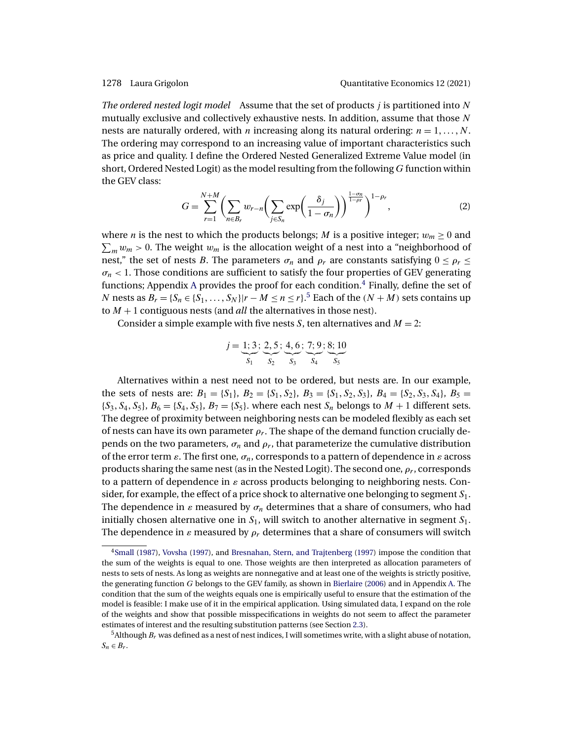*The ordered nested logit model* Assume that the set of products $j$ is partitioned into $N$ mutually exclusive and collectively exhaustive nests. In addition, assume that those $N$ nests are naturally ordered, with $n$ increasing along its natural ordering: $n = 1, \dots, N$. The ordering may correspond to an increasing value of important characteristics such as price and quality. I define the Ordered Nested Generalized Extreme Value model (in short, Ordered Nested Logit) as the model resulting from the following $G$ function within the GEV class:

$$G = \sum_{r=1}^{N+M} \left( \sum_{n \in B_r} w_{r-n} \left( \sum_{j \in S_n} \exp\left( \frac{\delta_j}{1-\sigma_n} \right) \right)^{\frac{1-\sigma_n}{1-\rho_r}} \right)^{1-\rho_r}, \tag{2}$$

where $n$ is the nest to which the products belongs; $M$ is a positive integer; $w_m \geq 0$ and $\sum_m w_m > 0$. The weight $w_m$ is the allocation weight of a nest into a "neighborhood of nest," the set of nests $B$. The parameters $\sigma_n$ and $\rho_r$ are constants satisfying $0 \leq \rho_r \leq \sigma_n < 1$. Those conditions are sufficient to satisfy the four properties of GEV generating functions; Appendix A provides the proof for each condition.[4] Finally, define the set of $N$ nests as $B_r = \{S_n \in \{S_1, \dots, S_N\} | r - M \leq n \leq r\}$.[5] Each of the $(N + M)$ sets contains up to $M + 1$ contiguous nests (and *all* the alternatives in those nest).

Consider a simple example with five nests $S$, ten alternatives and $M = 2$:

$$j = \underbrace{1; 3}_{S_1}; \underbrace{2, 5}_{S_2}; \underbrace{4, 6}_{S_3}; \underbrace{7; 9}_{S_4}; \underbrace{8; 10}_{S_5}$$

Alternatives within a nest need not to be ordered, but nests are. In our example, the sets of nests are: $B_1 = \{S_1\}$, $B_2 = \{S_1, S_2\}$, $B_3 = \{S_1, S_2, S_3\}$, $B_4 = \{S_2, S_3, S_4\}$, $B_5 = \{S_3, S_4, S_5\}$, $B_6 = \{S_4, S_5\}$, $B_7 = \{S_5\}$. where each nest $S_n$ belongs to $M + 1$ different sets. The degree of proximity between neighboring nests can be modeled flexibly as each set of nests can have its own parameter $\rho_r$. The shape of the demand function crucially depends on the two parameters, $\sigma_n$ and $\rho_r$, that parameterize the cumulative distribution of the error term $\varepsilon$. The first one, $\sigma_n$, corresponds to a pattern of dependence in $\varepsilon$ across products sharing the same nest (as in the Nested Logit). The second one, $\rho_r$, corresponds to a pattern of dependence in $\varepsilon$ across products belonging to neighboring nests. Consider, for example, the effect of a price shock to alternative one belonging to segment $S_1$. The dependence in $\varepsilon$ measured by $\sigma_n$ determines that a share of consumers, who had initially chosen alternative one in $S_1$, will switch to another alternative in segment $S_1$. The dependence in $\varepsilon$ measured by $\rho_r$ determines that a share of consumers will switch

[4] Small (1987), Vovsha (1997), and Bresnahan, Stern, and Trajtenberg (1997) impose the condition that the sum of the weights is equal to one. Those weights are then interpreted as allocation parameters of nests to sets of nests. As long as weights are nonnegative and at least one of the weights is strictly positive, the generating function $G$ belongs to the GEV family, as shown in Bierlaire (2006) and in Appendix A. The condition that the sum of the weights equals one is empirically useful to ensure that the estimation of the model is feasible: I make use of it in the empirical application. Using simulated data, I expand on the role of the weights and show that possible misspecifications in weights do not seem to affect the parameter estimates of interest and the resulting substitution patterns (see Section 2.3).

[5] Although $B_r$ was defined as a nest of nest indices, I will sometimes write, with a slight abuse of notation, $S_n \in B_r$.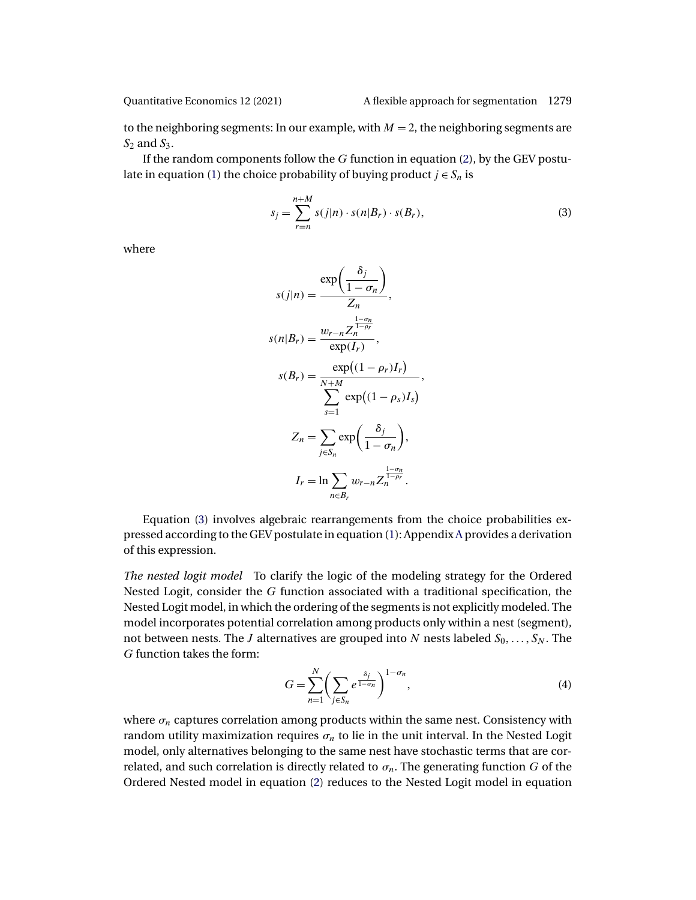to the neighboring segments: In our example, with $M = 2$, the neighboring segments are $S_2$ and $S_3$.

If the random components follow the $G$ function in equation (2), by the GEV postulate in equation (1) the choice probability of buying product $j \in S_n$ is

$$s_j = \sum_{r=n}^{n+M} s(j|n) \cdot s(n|B_r) \cdot s(B_r), \tag{3}$$

where

$$s(j|n) = \frac{\exp\left(\dfrac{\delta_j}{1-\sigma_n}\right)}{Z_n},$$

$$s(n|B_r) = \frac{w_{r-n} Z_n^{\frac{1-\sigma_n}{1-\rho_r}}}{\exp(I_r)},$$

$$s(B_r) = \frac{\exp\big((1-\rho_r)I_r\big)}{\displaystyle\sum_{s=1}^{N+M} \exp\big((1-\rho_s)I_s\big)},$$

$$Z_n = \sum_{j \in S_n} \exp\left(\frac{\delta_j}{1-\sigma_n}\right),$$

$$I_r = \ln \sum_{n \in B_r} w_{r-n} Z_n^{\frac{1-\sigma_n}{1-\rho_r}}.$$

Equation (3) involves algebraic rearrangements from the choice probabilities expressed according to the GEV postulate in equation (1): Appendix A provides a derivation of this expression.

*The nested logit model* To clarify the logic of the modeling strategy for the Ordered Nested Logit, consider the $G$ function associated with a traditional specification, the Nested Logit model, in which the ordering of the segments is not explicitly modeled. The model incorporates potential correlation among products only within a nest (segment), not between nests. The $J$ alternatives are grouped into $N$ nests labeled $S_0, \dots, S_N$. The $G$ function takes the form:

$$G = \sum_{n=1}^{N} \left( \sum_{j \in S_n} e^{\frac{\delta_j}{1-\sigma_n}} \right)^{1-\sigma_n}, \tag{4}$$

where $\sigma_n$ captures correlation among products within the same nest. Consistency with random utility maximization requires $\sigma_n$ to lie in the unit interval. In the Nested Logit model, only alternatives belonging to the same nest have stochastic terms that are correlated, and such correlation is directly related to $\sigma_n$. The generating function $G$ of the Ordered Nested model in equation (2) reduces to the Nested Logit model in equation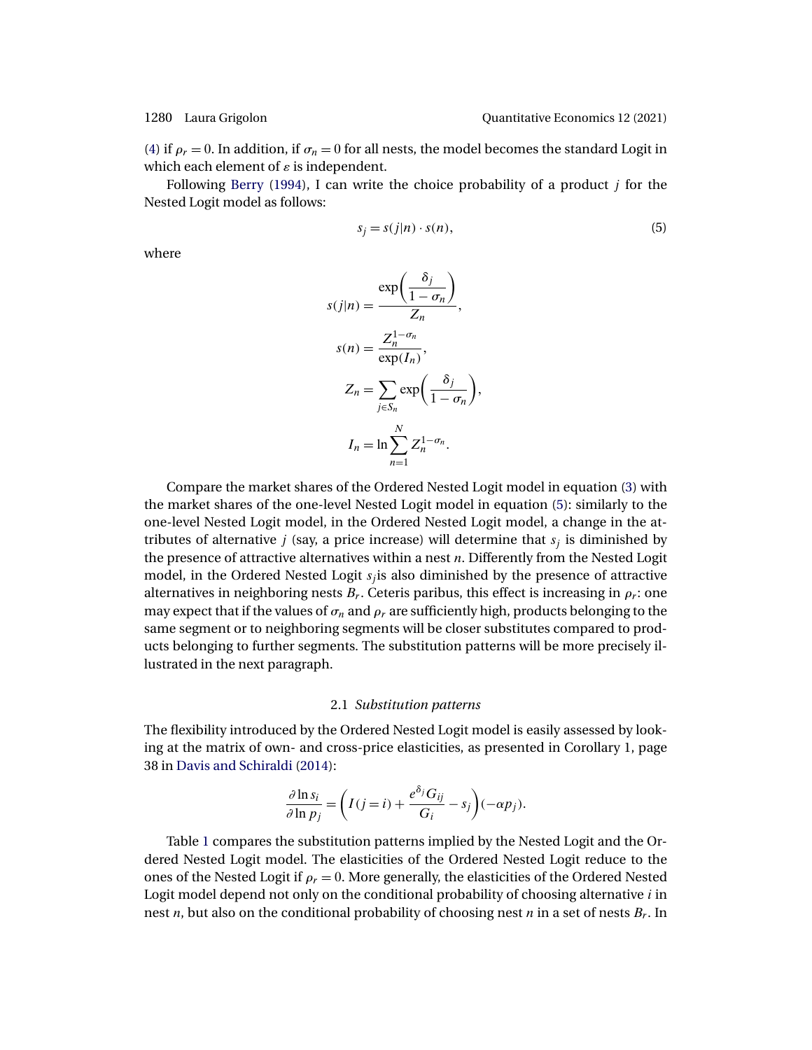(4) if $\rho_r = 0$. In addition, if $\sigma_n = 0$ for all nests, the model becomes the standard Logit in which each element of $\varepsilon$ is independent.

Following Berry (1994), I can write the choice probability of a product $j$ for the Nested Logit model as follows:

$$s_j = s(j|n) \cdot s(n), \tag{5}$$

where

$$s(j|n) = \frac{\exp\left(\dfrac{\delta_j}{1-\sigma_n}\right)}{Z_n},$$

$$s(n) = \frac{Z_n^{1-\sigma_n}}{\exp(I_n)},$$

$$Z_n = \sum_{j \in S_n} \exp\left(\frac{\delta_j}{1-\sigma_n}\right),$$

$$I_n = \ln \sum_{n=1}^{N} Z_n^{1-\sigma_n}.$$

Compare the market shares of the Ordered Nested Logit model in equation (3) with the market shares of the one-level Nested Logit model in equation (5): similarly to the one-level Nested Logit model, in the Ordered Nested Logit model, a change in the attributes of alternative $j$ (say, a price increase) will determine that $s_j$ is diminished by the presence of attractive alternatives within a nest $n$. Differently from the Nested Logit model, in the Ordered Nested Logit $s_j$is also diminished by the presence of attractive alternatives in neighboring nests $B_r$. Ceteris paribus, this effect is increasing in $\rho_r$: one may expect that if the values of $\sigma_n$ and $\rho_r$ are sufficiently high, products belonging to the same segment or to neighboring segments will be closer substitutes compared to products belonging to further segments. The substitution patterns will be more precisely illustrated in the next paragraph.

### 2.1 *Substitution patterns*

The flexibility introduced by the Ordered Nested Logit model is easily assessed by looking at the matrix of own- and cross-price elasticities, as presented in Corollary 1, page 38 in Davis and Schiraldi (2014):

$$\frac{\partial \ln s_i}{\partial \ln p_j} = \left(I(j=i) + \frac{e^{\delta_j} G_{ij}}{G_i} - s_j\right)(-\alpha p_j).$$

Table 1 compares the substitution patterns implied by the Nested Logit and the Ordered Nested Logit model. The elasticities of the Ordered Nested Logit reduce to the ones of the Nested Logit if $\rho_r = 0$. More generally, the elasticities of the Ordered Nested Logit model depend not only on the conditional probability of choosing alternative $i$ in nest $n$, but also on the conditional probability of choosing nest $n$ in a set of nests $B_r$. In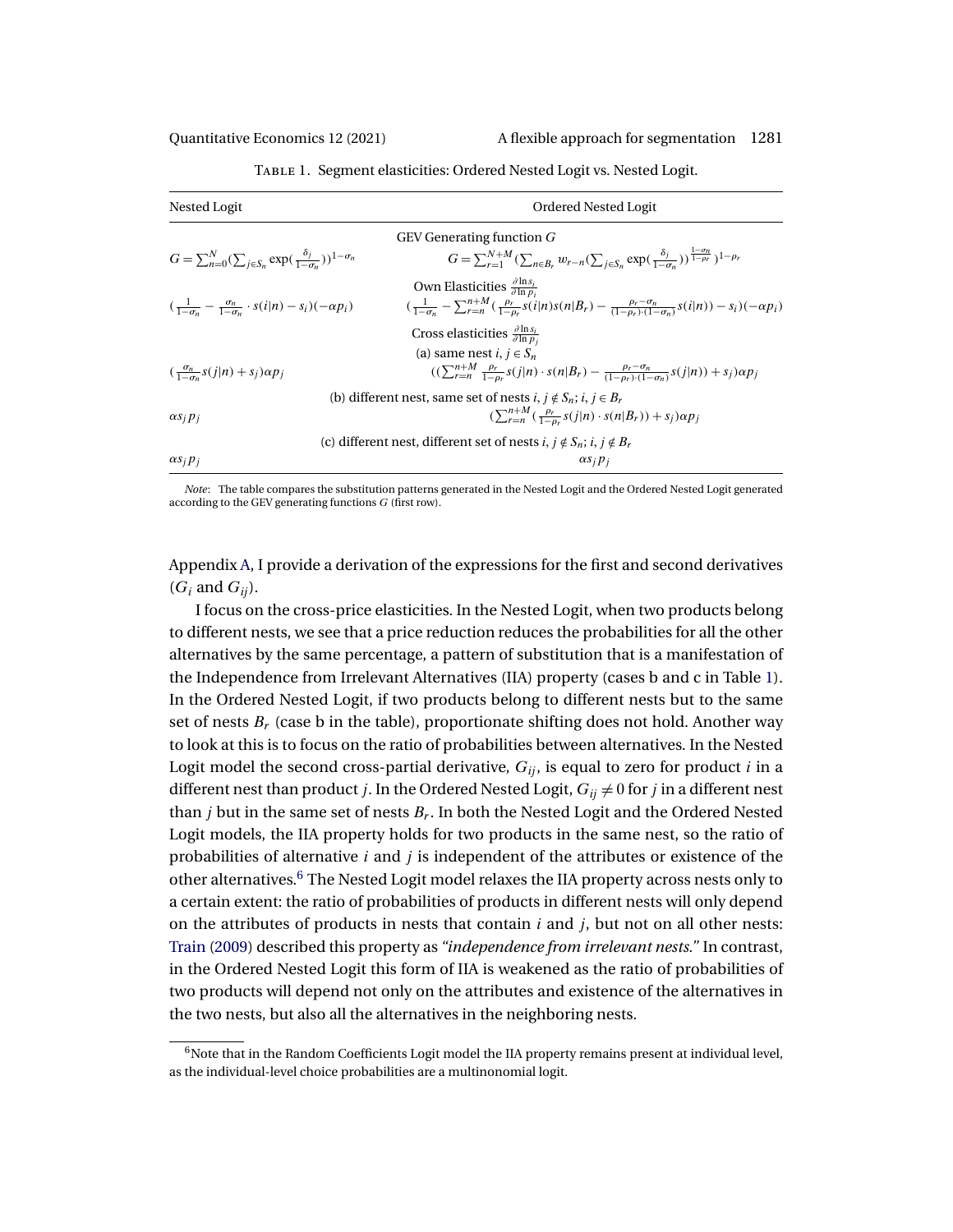Table 1. Segment elasticities: Ordered Nested Logit vs. Nested Logit.

| Nested Logit | Ordered Nested Logit |
|---|---|
| | GEV Generating function $G$ |
| $G=\sum_{n=0}^{N}(\sum_{j\in S_n}\exp(\frac{\delta_j}{1-\sigma_n}))^{1-\sigma_n}$ | $G=\sum_{r=1}^{N+M}(\sum_{n\in B_r} w_{r-n}(\sum_{j\in S_n}\exp(\frac{\delta_j}{1-\sigma_n}))^{\frac{1-\sigma_n}{1-\rho_r}})^{1-\rho_r}$ |
| | Own Elasticities $\frac{\partial \ln s_i}{\partial \ln p_i}$ |
| $(\frac{1}{1-\sigma_n}-\frac{\sigma_n}{1-\sigma_n}\cdot s(i\|n)-s_i)(-\alpha p_i)$ | $(\frac{1}{1-\sigma_n}-\sum_{r=n}^{n+M}(\frac{\rho_r}{1-\rho_r}s(i\|n)s(n\|B_r)-\frac{\rho_r-\sigma_n}{(1-\rho_r)\cdot(1-\sigma_n)}s(i\|n))-s_i)(-\alpha p_i)$ |
| | Cross elasticities $\frac{\partial \ln s_i}{\partial \ln p_j}$ |
| | (a) same nest $i, j\in S_n$ |
| $(\frac{\sigma_n}{1-\sigma_n}s(j\|n)+s_j)\alpha p_j$ | $((\sum_{r=n}^{n+M}\frac{\rho_r}{1-\rho_r}s(j\|n)\cdot s(n\|B_r)-\frac{\rho_r-\sigma_n}{(1-\rho_r)\cdot(1-\sigma_n)}s(j\|n))+s_j)\alpha p_j$ |
| | (b) different nest, same set of nests $i, j\notin S_n$; $i, j\in B_r$ |
| $\alpha s_j p_j$ | $(\sum_{r=n}^{n+M}(\frac{\rho_r}{1-\rho_r}s(j\|n)\cdot s(n\|B_r))+s_j)\alpha p_j$ |
| | (c) different nest, different set of nests $i, j\notin S_n$; $i, j\notin B_r$ |
| $\alpha s_j p_j$ | $\alpha s_j p_j$ |

*Note*: The table compares the substitution patterns generated in the Nested Logit and the Ordered Nested Logit generated according to the GEV generating functions $G$ (first row).

Appendix A, I provide a derivation of the expressions for the first and second derivatives ($G_i$ and $G_{ij}$).

I focus on the cross-price elasticities. In the Nested Logit, when two products belong to different nests, we see that a price reduction reduces the probabilities for all the other alternatives by the same percentage, a pattern of substitution that is a manifestation of the Independence from Irrelevant Alternatives (IIA) property (cases b and c in Table 1). In the Ordered Nested Logit, if two products belong to different nests but to the same set of nests $B_r$ (case b in the table), proportionate shifting does not hold. Another way to look at this is to focus on the ratio of probabilities between alternatives. In the Nested Logit model the second cross-partial derivative, $G_{ij}$, is equal to zero for product $i$ in a different nest than product $j$. In the Ordered Nested Logit, $G_{ij}\neq 0$ for $j$ in a different nest than $j$ but in the same set of nests $B_r$. In both the Nested Logit and the Ordered Nested Logit models, the IIA property holds for two products in the same nest, so the ratio of probabilities of alternative $i$ and $j$ is independent of the attributes or existence of the other alternatives.[6] The Nested Logit model relaxes the IIA property across nests only to a certain extent: the ratio of probabilities of products in different nests will only depend on the attributes of products in nests that contain $i$ and $j$, but not on all other nests: Train (2009) described this property as *"independence from irrelevant nests."* In contrast, in the Ordered Nested Logit this form of IIA is weakened as the ratio of probabilities of two products will depend not only on the attributes and existence of the alternatives in the two nests, but also all the alternatives in the neighboring nests.

[6]Note that in the Random Coefficients Logit model the IIA property remains present at individual level, as the individual-level choice probabilities are a multinonomial logit.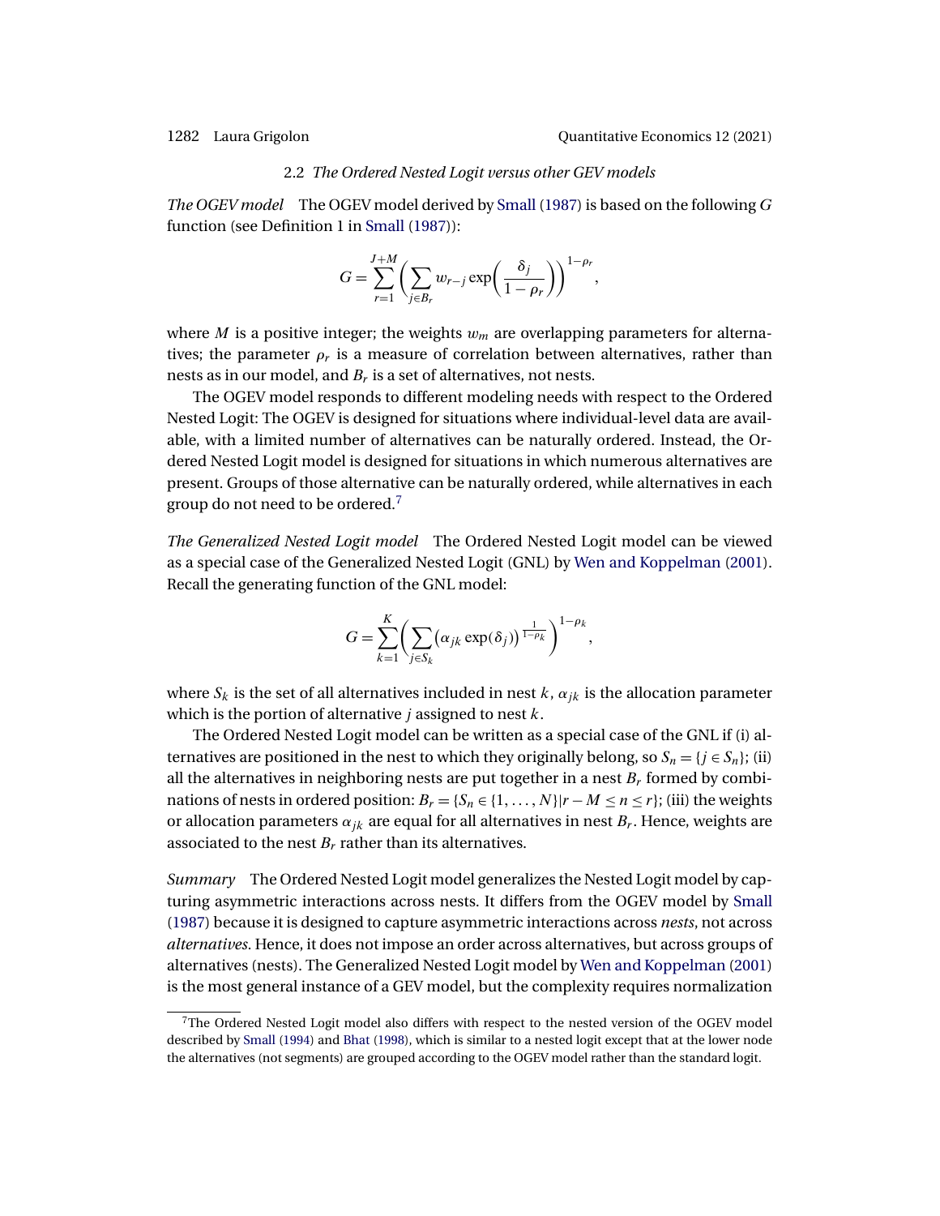### 2.2 *The Ordered Nested Logit versus other GEV models*

*The OGEV model* The OGEV model derived by Small (1987) is based on the following $G$ function (see Definition 1 in Small (1987)):

$$G = \sum_{r=1}^{J+M} \left( \sum_{j \in B_r} w_{r-j} \exp\left( \frac{\delta_j}{1-\rho_r} \right) \right)^{1-\rho_r},$$

where $M$ is a positive integer; the weights $w_m$ are overlapping parameters for alternatives; the parameter $\rho_r$ is a measure of correlation between alternatives, rather than nests as in our model, and $B_r$ is a set of alternatives, not nests.

The OGEV model responds to different modeling needs with respect to the Ordered Nested Logit: The OGEV is designed for situations where individual-level data are available, with a limited number of alternatives can be naturally ordered. Instead, the Ordered Nested Logit model is designed for situations in which numerous alternatives are present. Groups of those alternative can be naturally ordered, while alternatives in each group do not need to be ordered.[7]

*The Generalized Nested Logit model* The Ordered Nested Logit model can be viewed as a special case of the Generalized Nested Logit (GNL) by Wen and Koppelman (2001). Recall the generating function of the GNL model:

$$G = \sum_{k=1}^{K} \left( \sum_{j \in S_k} \left( \alpha_{jk} \exp(\delta_j) \right)^{\frac{1}{1-\rho_k}} \right)^{1-\rho_k},$$

where $S_k$ is the set of all alternatives included in nest $k$, $\alpha_{jk}$ is the allocation parameter which is the portion of alternative $j$ assigned to nest $k$.

The Ordered Nested Logit model can be written as a special case of the GNL if (i) alternatives are positioned in the nest to which they originally belong, so $S_n = \{j \in S_n\}$; (ii) all the alternatives in neighboring nests are put together in a nest $B_r$ formed by combinations of nests in ordered position: $B_r = \{S_n \in \{1, \dots, N\} | r - M \leq n \leq r\}$; (iii) the weights or allocation parameters $\alpha_{jk}$ are equal for all alternatives in nest $B_r$. Hence, weights are associated to the nest $B_r$ rather than its alternatives.

*Summary* The Ordered Nested Logit model generalizes the Nested Logit model by capturing asymmetric interactions across nests. It differs from the OGEV model by Small (1987) because it is designed to capture asymmetric interactions across *nests*, not across *alternatives*. Hence, it does not impose an order across alternatives, but across groups of alternatives (nests). The Generalized Nested Logit model by Wen and Koppelman (2001) is the most general instance of a GEV model, but the complexity requires normalization

---

[7] The Ordered Nested Logit model also differs with respect to the nested version of the OGEV model described by Small (1994) and Bhat (1998), which is similar to a nested logit except that at the lower node the alternatives (not segments) are grouped according to the OGEV model rather than the standard logit.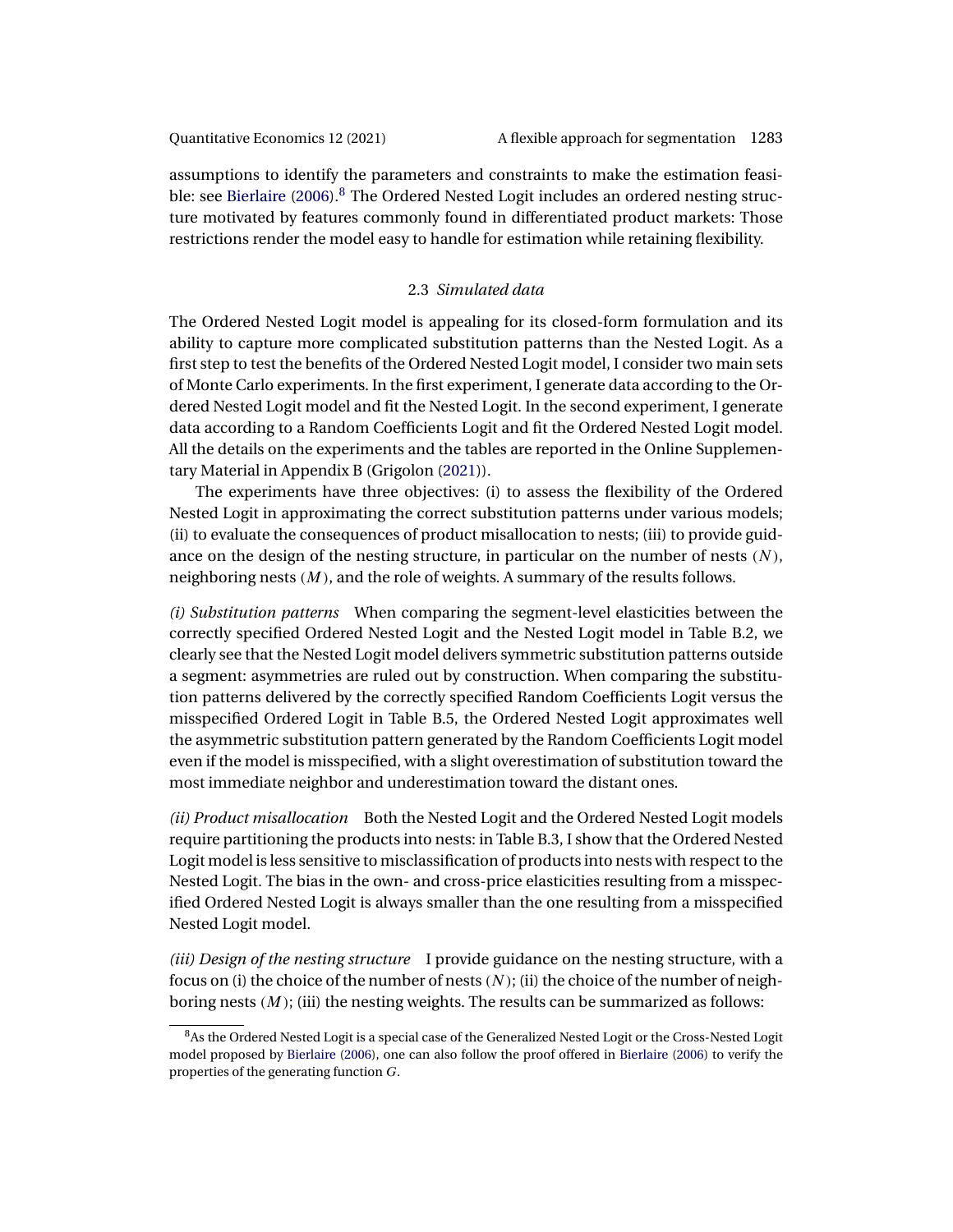assumptions to identify the parameters and constraints to make the estimation feasible: see Bierlaire (2006).[8] The Ordered Nested Logit includes an ordered nesting structure motivated by features commonly found in differentiated product markets: Those restrictions render the model easy to handle for estimation while retaining flexibility.

### 2.3 *Simulated data*

The Ordered Nested Logit model is appealing for its closed-form formulation and its ability to capture more complicated substitution patterns than the Nested Logit. As a first step to test the benefits of the Ordered Nested Logit model, I consider two main sets of Monte Carlo experiments. In the first experiment, I generate data according to the Ordered Nested Logit model and fit the Nested Logit. In the second experiment, I generate data according to a Random Coefficients Logit and fit the Ordered Nested Logit model. All the details on the experiments and the tables are reported in the Online Supplementary Material in Appendix B (Grigolon (2021)).

The experiments have three objectives: (i) to assess the flexibility of the Ordered Nested Logit in approximating the correct substitution patterns under various models; (ii) to evaluate the consequences of product misallocation to nests; (iii) to provide guidance on the design of the nesting structure, in particular on the number of nests ($N$), neighboring nests ($M$), and the role of weights. A summary of the results follows.

*(i) Substitution patterns* When comparing the segment-level elasticities between the correctly specified Ordered Nested Logit and the Nested Logit model in Table B.2, we clearly see that the Nested Logit model delivers symmetric substitution patterns outside a segment: asymmetries are ruled out by construction. When comparing the substitution patterns delivered by the correctly specified Random Coefficients Logit versus the misspecified Ordered Logit in Table B.5, the Ordered Nested Logit approximates well the asymmetric substitution pattern generated by the Random Coefficients Logit model even if the model is misspecified, with a slight overestimation of substitution toward the most immediate neighbor and underestimation toward the distant ones.

*(ii) Product misallocation* Both the Nested Logit and the Ordered Nested Logit models require partitioning the products into nests: in Table B.3, I show that the Ordered Nested Logit model is less sensitive to misclassification of products into nests with respect to the Nested Logit. The bias in the own- and cross-price elasticities resulting from a misspecified Ordered Nested Logit is always smaller than the one resulting from a misspecified Nested Logit model.

*(iii) Design of the nesting structure* I provide guidance on the nesting structure, with a focus on (i) the choice of the number of nests ($N$); (ii) the choice of the number of neighboring nests ($M$); (iii) the nesting weights. The results can be summarized as follows:

---

[8] As the Ordered Nested Logit is a special case of the Generalized Nested Logit or the Cross-Nested Logit model proposed by Bierlaire (2006), one can also follow the proof offered in Bierlaire (2006) to verify the properties of the generating function $G$.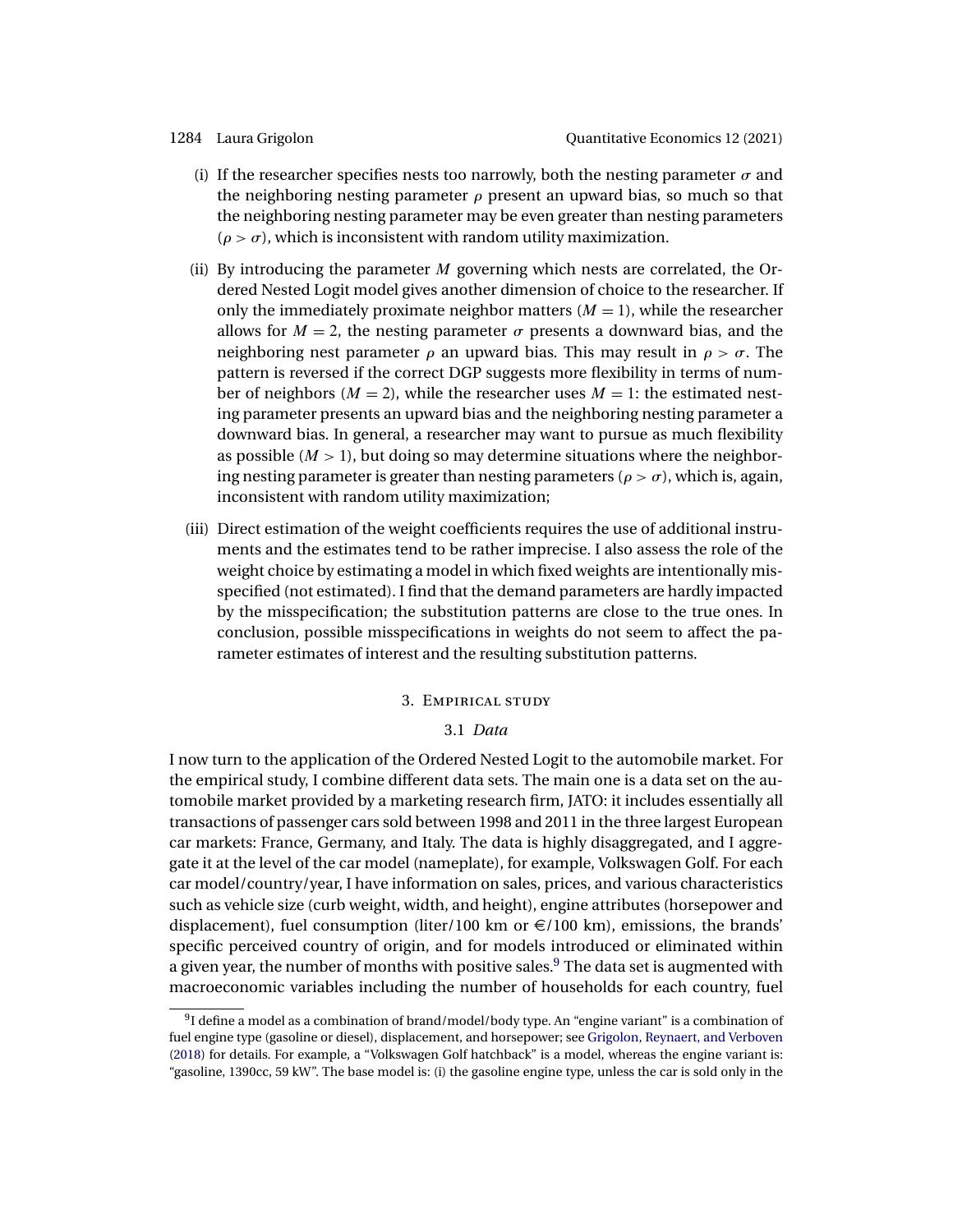(i) If the researcher specifies nests too narrowly, both the nesting parameter $\sigma$ and the neighboring nesting parameter $\rho$ present an upward bias, so much so that the neighboring nesting parameter may be even greater than nesting parameters ($\rho > \sigma$), which is inconsistent with random utility maximization.

(ii) By introducing the parameter $M$ governing which nests are correlated, the Ordered Nested Logit model gives another dimension of choice to the researcher. If only the immediately proximate neighbor matters ($M = 1$), while the researcher allows for $M = 2$, the nesting parameter $\sigma$ presents a downward bias, and the neighboring nest parameter $\rho$ an upward bias. This may result in $\rho > \sigma$. The pattern is reversed if the correct DGP suggests more flexibility in terms of number of neighbors ($M = 2$), while the researcher uses $M = 1$: the estimated nesting parameter presents an upward bias and the neighboring nesting parameter a downward bias. In general, a researcher may want to pursue as much flexibility as possible ($M > 1$), but doing so may determine situations where the neighboring nesting parameter is greater than nesting parameters ($\rho > \sigma$), which is, again, inconsistent with random utility maximization;

(iii) Direct estimation of the weight coefficients requires the use of additional instruments and the estimates tend to be rather imprecise. I also assess the role of the weight choice by estimating a model in which fixed weights are intentionally misspecified (not estimated). I find that the demand parameters are hardly impacted by the misspecification; the substitution patterns are close to the true ones. In conclusion, possible misspecifications in weights do not seem to affect the parameter estimates of interest and the resulting substitution patterns.

## 3. Empirical study

### 3.1 *Data*

I now turn to the application of the Ordered Nested Logit to the automobile market. For the empirical study, I combine different data sets. The main one is a data set on the automobile market provided by a marketing research firm, JATO: it includes essentially all transactions of passenger cars sold between 1998 and 2011 in the three largest European car markets: France, Germany, and Italy. The data is highly disaggregated, and I aggregate it at the level of the car model (nameplate), for example, Volkswagen Golf. For each car model/country/year, I have information on sales, prices, and various characteristics such as vehicle size (curb weight, width, and height), engine attributes (horsepower and displacement), fuel consumption (liter/100 km or €/100 km), emissions, the brands' specific perceived country of origin, and for models introduced or eliminated within a given year, the number of months with positive sales.[9] The data set is augmented with macroeconomic variables including the number of households for each country, fuel

[9] I define a model as a combination of brand/model/body type. An "engine variant" is a combination of fuel engine type (gasoline or diesel), displacement, and horsepower; see Grigolon, Reynaert, and Verboven (2018) for details. For example, a "Volkswagen Golf hatchback" is a model, whereas the engine variant is: "gasoline, 1390cc, 59 kW". The base model is: (i) the gasoline engine type, unless the car is sold only in the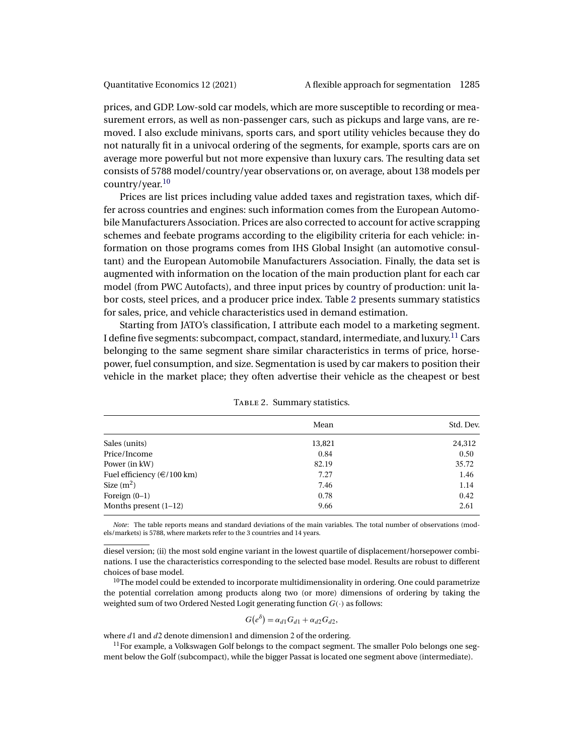prices, and GDP. Low-sold car models, which are more susceptible to recording or measurement errors, as well as non-passenger cars, such as pickups and large vans, are removed. I also exclude minivans, sports cars, and sport utility vehicles because they do not naturally fit in a univocal ordering of the segments, for example, sports cars are on average more powerful but not more expensive than luxury cars. The resulting data set consists of 5788 model/country/year observations or, on average, about 138 models per country/year.[10]

Prices are list prices including value added taxes and registration taxes, which differ across countries and engines: such information comes from the European Automobile Manufacturers Association. Prices are also corrected to account for active scrapping schemes and feebate programs according to the eligibility criteria for each vehicle: information on those programs comes from IHS Global Insight (an automotive consultant) and the European Automobile Manufacturers Association. Finally, the data set is augmented with information on the location of the main production plant for each car model (from PWC Autofacts), and three input prices by country of production: unit labor costs, steel prices, and a producer price index. Table 2 presents summary statistics for sales, price, and vehicle characteristics used in demand estimation.

Starting from JATO's classification, I attribute each model to a marketing segment. I define five segments: subcompact, compact, standard, intermediate, and luxury.[11] Cars belonging to the same segment share similar characteristics in terms of price, horsepower, fuel consumption, and size. Segmentation is used by car makers to position their vehicle in the market place; they often advertise their vehicle as the cheapest or best

TABLE 2. Summary statistics.

| | Mean | Std. Dev. |
|---|---|---|
| Sales (units) | 13,821 | 24,312 |
| Price/Income | 0.84 | 0.50 |
| Power (in kW) | 82.19 | 35.72 |
| Fuel efficiency (€/100 km) | 7.27 | 1.46 |
| Size ($m^2$) | 7.46 | 1.14 |
| Foreign (0–1) | 0.78 | 0.42 |
| Months present (1–12) | 9.66 | 2.61 |

*Note*: The table reports means and standard deviations of the main variables. The total number of observations (models/markets) is 5788, where markets refer to the 3 countries and 14 years.

diesel version; (ii) the most sold engine variant in the lowest quartile of displacement/horsepower combinations. I use the characteristics corresponding to the selected base model. Results are robust to different choices of base model.

[10]The model could be extended to incorporate multidimensionality in ordering. One could parametrize the potential correlation among products along two (or more) dimensions of ordering by taking the weighted sum of two Ordered Nested Logit generating function $G(\cdot)$ as follows:

$$G(e^{\delta}) = \alpha_{d1} G_{d1} + \alpha_{d2} G_{d2},$$

where $d1$ and $d2$ denote dimension1 and dimension 2 of the ordering.

[11]For example, a Volkswagen Golf belongs to the compact segment. The smaller Polo belongs one segment below the Golf (subcompact), while the bigger Passat is located one segment above (intermediate).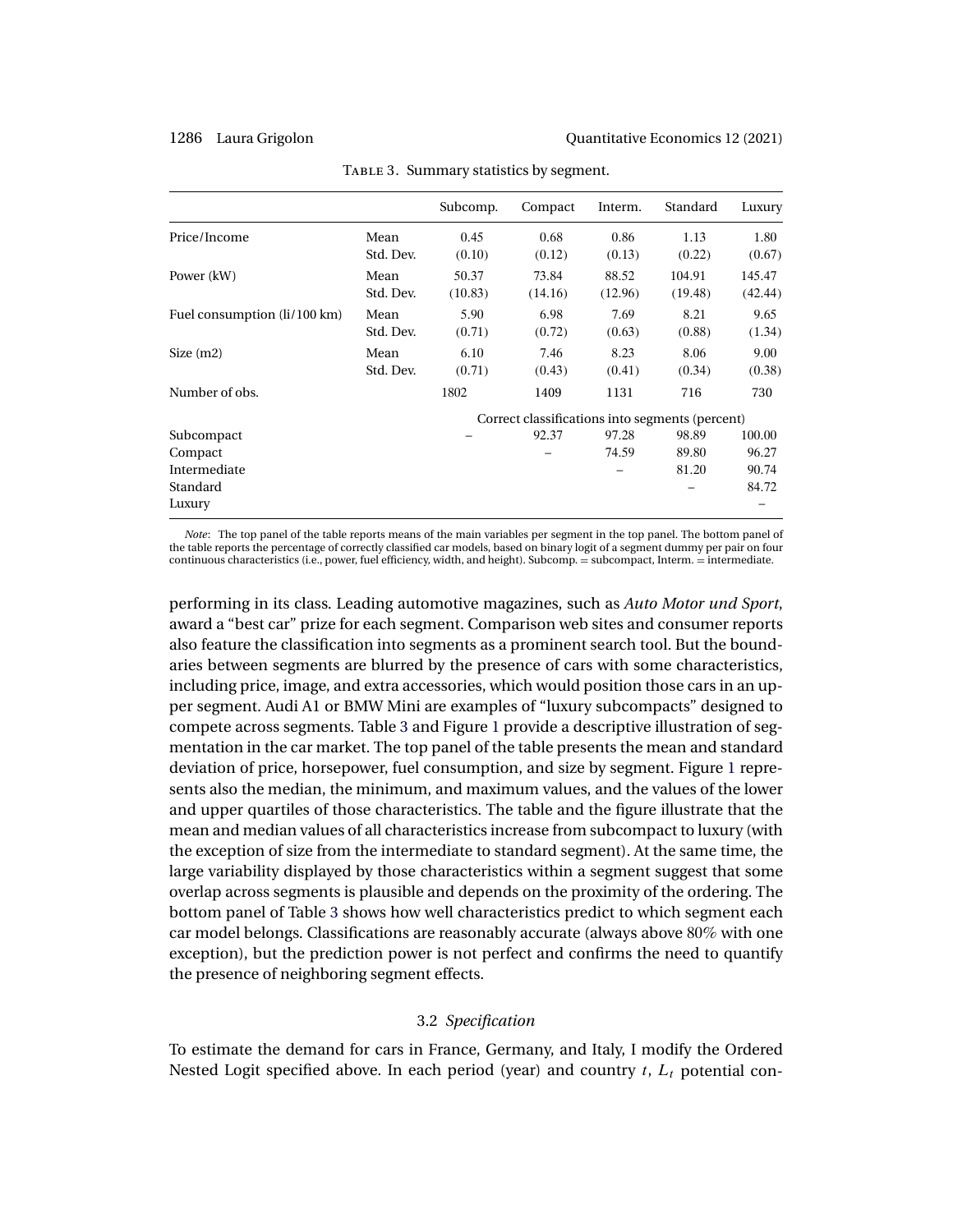Table 3. Summary statistics by segment.

| | | Subcomp. | Compact | Interm. | Standard | Luxury |
|---|---|---|---|---|---|---|
| Price/Income | Mean | 0.45 | 0.68 | 0.86 | 1.13 | 1.80 |
| | Std. Dev. | (0.10) | (0.12) | (0.13) | (0.22) | (0.67) |
| Power (kW) | Mean | 50.37 | 73.84 | 88.52 | 104.91 | 145.47 |
| | Std. Dev. | (10.83) | (14.16) | (12.96) | (19.48) | (42.44) |
| Fuel consumption (li/100 km) | Mean | 5.90 | 6.98 | 7.69 | 8.21 | 9.65 |
| | Std. Dev. | (0.71) | (0.72) | (0.63) | (0.88) | (1.34) |
| Size (m2) | Mean | 6.10 | 7.46 | 8.23 | 8.06 | 9.00 |
| | Std. Dev. | (0.71) | (0.43) | (0.41) | (0.34) | (0.38) |
| Number of obs. | | 1802 | 1409 | 1131 | 716 | 730 |
| | | Correct classifications into segments (percent) | | | | |
| Subcompact | | – | 92.37 | 97.28 | 98.89 | 100.00 |
| Compact | | | – | 74.59 | 89.80 | 96.27 |
| Intermediate | | | | – | 81.20 | 90.74 |
| Standard | | | | | – | 84.72 |
| Luxury | | | | | | – |

*Note*: The top panel of the table reports means of the main variables per segment in the top panel. The bottom panel of the table reports the percentage of correctly classified car models, based on binary logit of a segment dummy per pair on four continuous characteristics (i.e., power, fuel efficiency, width, and height). Subcomp. = subcompact, Interm. = intermediate.

performing in its class. Leading automotive magazines, such as *Auto Motor und Sport*, award a "best car" prize for each segment. Comparison web sites and consumer reports also feature the classification into segments as a prominent search tool. But the boundaries between segments are blurred by the presence of cars with some characteristics, including price, image, and extra accessories, which would position those cars in an upper segment. Audi A1 or BMW Mini are examples of "luxury subcompacts" designed to compete across segments. Table 3 and Figure 1 provide a descriptive illustration of segmentation in the car market. The top panel of the table presents the mean and standard deviation of price, horsepower, fuel consumption, and size by segment. Figure 1 represents also the median, the minimum, and maximum values, and the values of the lower and upper quartiles of those characteristics. The table and the figure illustrate that the mean and median values of all characteristics increase from subcompact to luxury (with the exception of size from the intermediate to standard segment). At the same time, the large variability displayed by those characteristics within a segment suggest that some overlap across segments is plausible and depends on the proximity of the ordering. The bottom panel of Table 3 shows how well characteristics predict to which segment each car model belongs. Classifications are reasonably accurate (always above 80% with one exception), but the prediction power is not perfect and confirms the need to quantify the presence of neighboring segment effects.

### 3.2 *Specification*

To estimate the demand for cars in France, Germany, and Italy, I modify the Ordered Nested Logit specified above. In each period (year) and country $t$, $L_t$ potential con-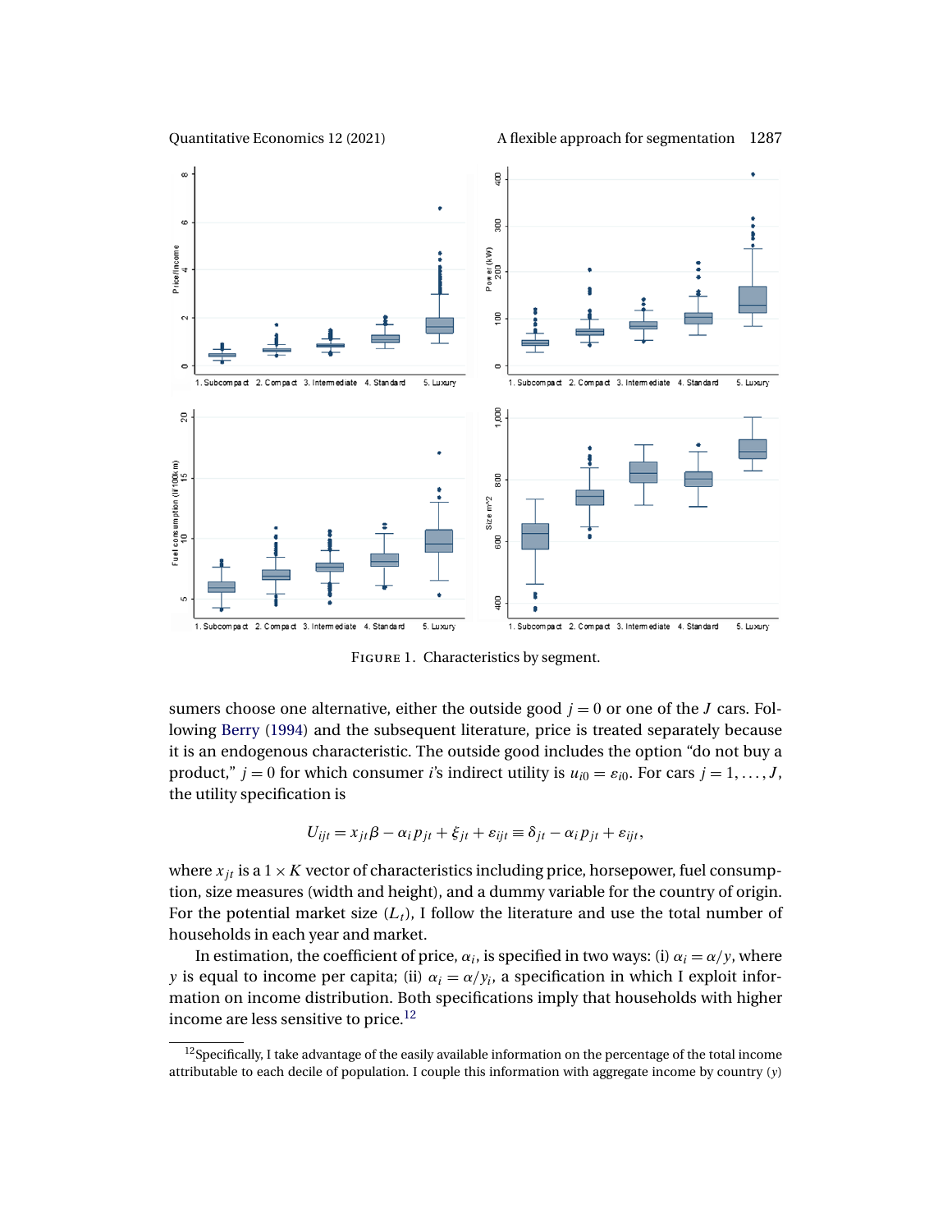FIGURE 1. Characteristics by segment.

sumers choose one alternative, either the outside good $j = 0$ or one of the $J$ cars. Following Berry (1994) and the subsequent literature, price is treated separately because it is an endogenous characteristic. The outside good includes the option "do not buy a product," $j = 0$ for which consumer $i$'s indirect utility is $u_{i0} = \varepsilon_{i0}$. For cars $j = 1, \dots, J$, the utility specification is

$$U_{ijt} = x_{jt}\beta - \alpha_i p_{jt} + \xi_{jt} + \varepsilon_{ijt} \equiv \delta_{jt} - \alpha_i p_{jt} + \varepsilon_{ijt},$$

where $x_{jt}$ is a $1 \times K$ vector of characteristics including price, horsepower, fuel consumption, size measures (width and height), and a dummy variable for the country of origin. For the potential market size ($L_t$), I follow the literature and use the total number of households in each year and market.

In estimation, the coefficient of price, $\alpha_i$, is specified in two ways: (i) $\alpha_i = \alpha/y$, where $y$ is equal to income per capita; (ii) $\alpha_i = \alpha/y_i$, a specification in which I exploit information on income distribution. Both specifications imply that households with higher income are less sensitive to price.[12]

[12]Specifically, I take advantage of the easily available information on the percentage of the total income attributable to each decile of population. I couple this information with aggregate income by country ($y$)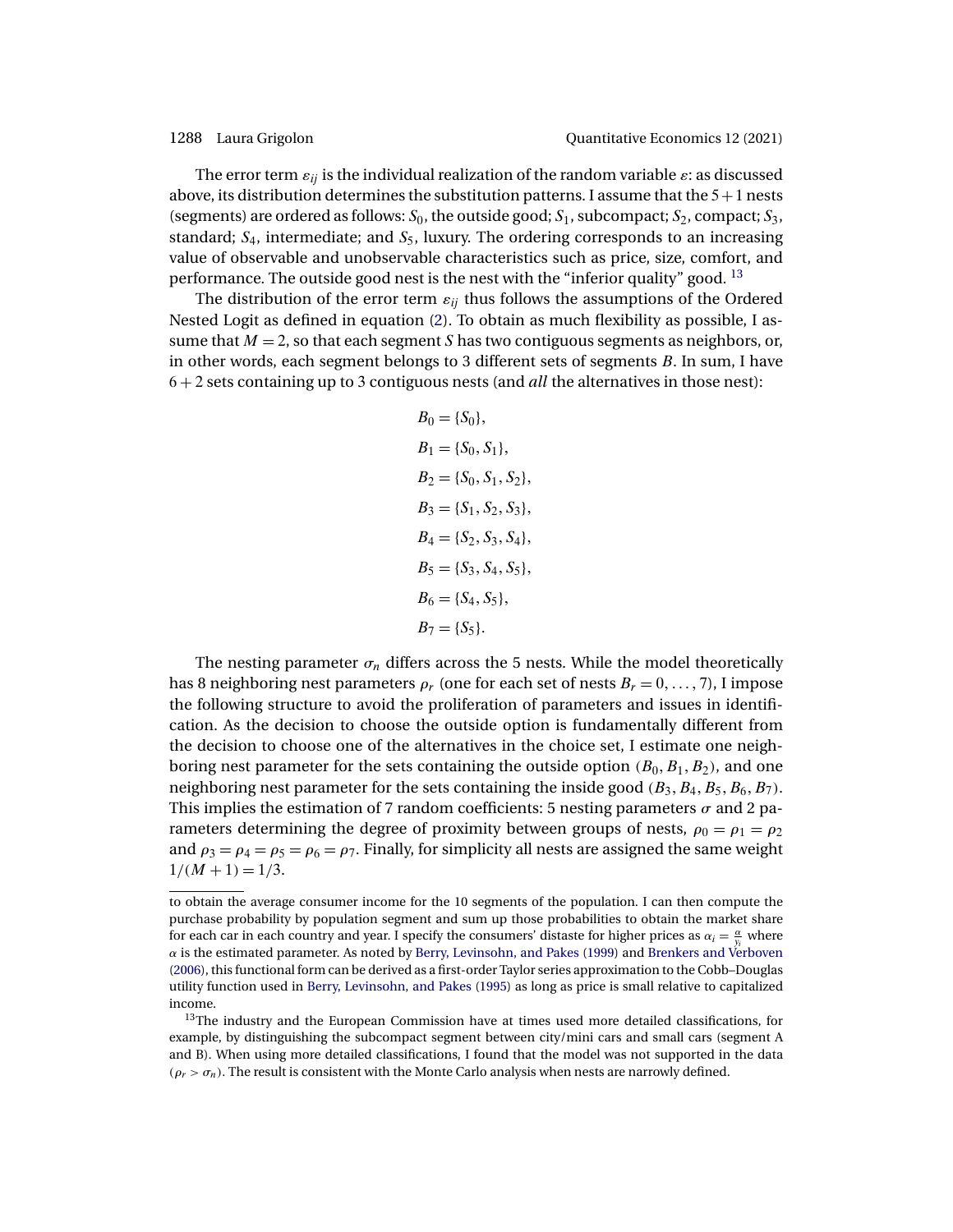The error term $\varepsilon_{ij}$ is the individual realization of the random variable $\varepsilon$: as discussed above, its distribution determines the substitution patterns. I assume that the $5+1$ nests (segments) are ordered as follows: $S_0$, the outside good; $S_1$, subcompact; $S_2$, compact; $S_3$, standard; $S_4$, intermediate; and $S_5$, luxury. The ordering corresponds to an increasing value of observable and unobservable characteristics such as price, size, comfort, and performance. The outside good nest is the nest with the "inferior quality" good. [13]

The distribution of the error term $\varepsilon_{ij}$ thus follows the assumptions of the Ordered Nested Logit as defined in equation (2). To obtain as much flexibility as possible, I assume that $M = 2$, so that each segment $S$ has two contiguous segments as neighbors, or, in other words, each segment belongs to 3 different sets of segments $B$. In sum, I have $6+2$ sets containing up to 3 contiguous nests (and *all* the alternatives in those nest):

$$
\begin{aligned}
B_0 &= \{S_0\}, \\
B_1 &= \{S_0, S_1\}, \\
B_2 &= \{S_0, S_1, S_2\}, \\
B_3 &= \{S_1, S_2, S_3\}, \\
B_4 &= \{S_2, S_3, S_4\}, \\
B_5 &= \{S_3, S_4, S_5\}, \\
B_6 &= \{S_4, S_5\}, \\
B_7 &= \{S_5\}.
\end{aligned}
$$

The nesting parameter $\sigma_n$ differs across the 5 nests. While the model theoretically has 8 neighboring nest parameters $\rho_r$ (one for each set of nests $B_r = 0, \dots, 7$), I impose the following structure to avoid the proliferation of parameters and issues in identification. As the decision to choose the outside option is fundamentally different from the decision to choose one of the alternatives in the choice set, I estimate one neighboring nest parameter for the sets containing the outside option ($B_0, B_1, B_2$), and one neighboring nest parameter for the sets containing the inside good ($B_3, B_4, B_5, B_6, B_7$). This implies the estimation of 7 random coefficients: 5 nesting parameters $\sigma$ and 2 parameters determining the degree of proximity between groups of nests, $\rho_0 = \rho_1 = \rho_2$ and $\rho_3 = \rho_4 = \rho_5 = \rho_6 = \rho_7$. Finally, for simplicity all nests are assigned the same weight $1/(M+1) = 1/3$.

---

to obtain the average consumer income for the 10 segments of the population. I can then compute the purchase probability by population segment and sum up those probabilities to obtain the market share for each car in each country and year. I specify the consumers' distaste for higher prices as $\alpha_i = \frac{\alpha}{y_i}$ where $\alpha$ is the estimated parameter. As noted by Berry, Levinsohn, and Pakes (1999) and Brenkers and Verboven (2006), this functional form can be derived as a first-order Taylor series approximation to the Cobb–Douglas utility function used in Berry, Levinsohn, and Pakes (1995) as long as price is small relative to capitalized income.

[13] The industry and the European Commission have at times used more detailed classifications, for example, by distinguishing the subcompact segment between city/mini cars and small cars (segment A and B). When using more detailed classifications, I found that the model was not supported in the data ($\rho_r > \sigma_n$). The result is consistent with the Monte Carlo analysis when nests are narrowly defined.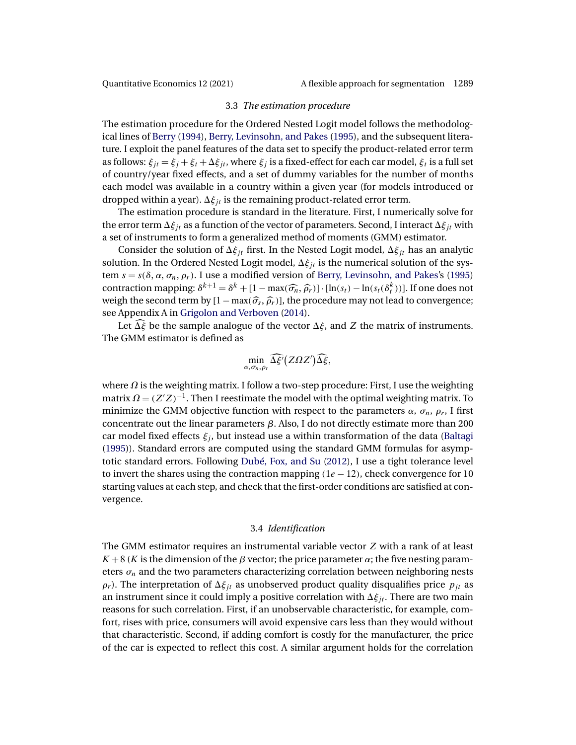### 3.3 *The estimation procedure*

The estimation procedure for the Ordered Nested Logit model follows the methodological lines of Berry (1994), Berry, Levinsohn, and Pakes (1995), and the subsequent literature. I exploit the panel features of the data set to specify the product-related error term as follows: $\xi_{jt} = \xi_j + \xi_t + \Delta\xi_{jt}$, where $\xi_j$ is a fixed-effect for each car model, $\xi_t$ is a full set of country/year fixed effects, and a set of dummy variables for the number of months each model was available in a country within a given year (for models introduced or dropped within a year). $\Delta\xi_{jt}$ is the remaining product-related error term.

The estimation procedure is standard in the literature. First, I numerically solve for the error term $\Delta\xi_{jt}$ as a function of the vector of parameters. Second, I interact $\Delta\xi_{jt}$ with a set of instruments to form a generalized method of moments (GMM) estimator.

Consider the solution of $\Delta\xi_{jt}$ first. In the Nested Logit model, $\Delta\xi_{jt}$ has an analytic solution. In the Ordered Nested Logit model, $\Delta\xi_{jt}$ is the numerical solution of the system $s = s(\delta, \alpha, \sigma_n, \rho_r)$. I use a modified version of Berry, Levinsohn, and Pakes's (1995) contraction mapping: $\delta^{k+1} = \delta^k + [1 - \max(\widehat{\sigma_n}, \widehat{\rho_r})] \cdot [\ln(s_t) - \ln(s_t(\delta_t^k))]$. If one does not weigh the second term by $[1 - \max(\widehat{\sigma_s}, \widehat{\rho_r})]$, the procedure may not lead to convergence; see Appendix A in Grigolon and Verboven (2014).

Let $\widehat{\Delta\xi}$ be the sample analogue of the vector $\Delta\xi$, and $Z$ the matrix of instruments. The GMM estimator is defined as

$$\min_{\alpha, \sigma_n, \rho_r} \widehat{\Delta\xi}'(Z\Omega Z')\widehat{\Delta\xi},$$

where $\Omega$ is the weighting matrix. I follow a two-step procedure: First, I use the weighting matrix $\Omega = (Z'Z)^{-1}$. Then I reestimate the model with the optimal weighting matrix. To minimize the GMM objective function with respect to the parameters $\alpha$, $\sigma_n$, $\rho_r$, I first concentrate out the linear parameters $\beta$. Also, I do not directly estimate more than 200 car model fixed effects $\xi_j$, but instead use a within transformation of the data (Baltagi (1995)). Standard errors are computed using the standard GMM formulas for asymptotic standard errors. Following Dubé, Fox, and Su (2012), I use a tight tolerance level to invert the shares using the contraction mapping ($1e-12$), check convergence for 10 starting values at each step, and check that the first-order conditions are satisfied at convergence.

### 3.4 *Identification*

The GMM estimator requires an instrumental variable vector $Z$ with a rank of at least $K + 8$ ($K$ is the dimension of the $\beta$ vector; the price parameter $\alpha$; the five nesting parameters $\sigma_n$ and the two parameters characterizing correlation between neighboring nests $\rho_r$). The interpretation of $\Delta\xi_{jt}$ as unobserved product quality disqualifies price $p_{jt}$ as an instrument since it could imply a positive correlation with $\Delta\xi_{jt}$. There are two main reasons for such correlation. First, if an unobservable characteristic, for example, comfort, rises with price, consumers will avoid expensive cars less than they would without that characteristic. Second, if adding comfort is costly for the manufacturer, the price of the car is expected to reflect this cost. A similar argument holds for the correlation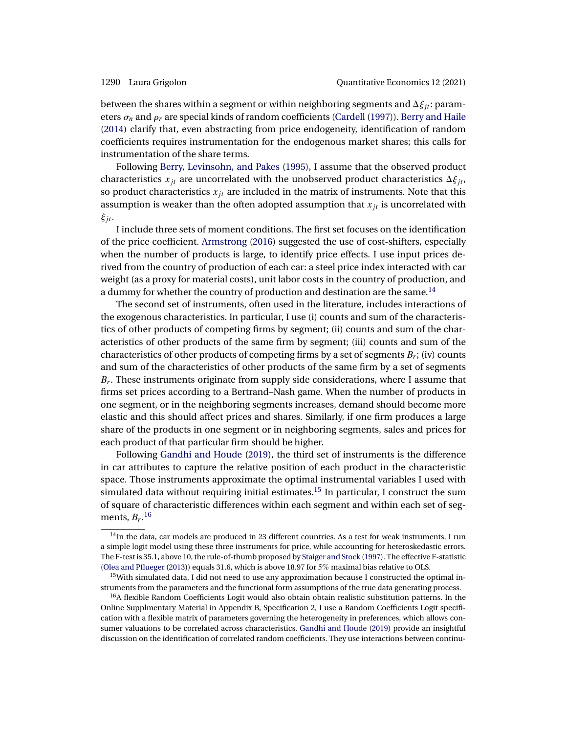between the shares within a segment or within neighboring segments and $\Delta\xi_{jt}$: parameters $\sigma_n$ and $\rho_r$ are special kinds of random coefficients (Cardell (1997)). Berry and Haile (2014) clarify that, even abstracting from price endogeneity, identification of random coefficients requires instrumentation for the endogenous market shares; this calls for instrumentation of the share terms.

Following Berry, Levinsohn, and Pakes (1995), I assume that the observed product characteristics $x_{jt}$ are uncorrelated with the unobserved product characteristics $\Delta\xi_{jt}$, so product characteristics $x_{jt}$ are included in the matrix of instruments. Note that this assumption is weaker than the often adopted assumption that $x_{jt}$ is uncorrelated with $\xi_{jt}$.

I include three sets of moment conditions. The first set focuses on the identification of the price coefficient. Armstrong (2016) suggested the use of cost-shifters, especially when the number of products is large, to identify price effects. I use input prices derived from the country of production of each car: a steel price index interacted with car weight (as a proxy for material costs), unit labor costs in the country of production, and a dummy for whether the country of production and destination are the same.[14]

The second set of instruments, often used in the literature, includes interactions of the exogenous characteristics. In particular, I use (i) counts and sum of the characteristics of other products of competing firms by segment; (ii) counts and sum of the characteristics of other products of the same firm by segment; (iii) counts and sum of the characteristics of other products of competing firms by a set of segments $B_r$; (iv) counts and sum of the characteristics of other products of the same firm by a set of segments $B_r$. These instruments originate from supply side considerations, where I assume that firms set prices according to a Bertrand–Nash game. When the number of products in one segment, or in the neighboring segments increases, demand should become more elastic and this should affect prices and shares. Similarly, if one firm produces a large share of the products in one segment or in neighboring segments, sales and prices for each product of that particular firm should be higher.

Following Gandhi and Houde (2019), the third set of instruments is the difference in car attributes to capture the relative position of each product in the characteristic space. Those instruments approximate the optimal instrumental variables I used with simulated data without requiring initial estimates.[15] In particular, I construct the sum of square of characteristic differences within each segment and within each set of segments, $B_r$.[16]

[14] In the data, car models are produced in 23 different countries. As a test for weak instruments, I run a simple logit model using these three instruments for price, while accounting for heteroskedastic errors. The F-test is 35.1, above 10, the rule-of-thumb proposed by Staiger and Stock (1997). The effective F-statistic (Olea and Pflueger (2013)) equals 31.6, which is above 18.97 for 5% maximal bias relative to OLS.

[15] With simulated data, I did not need to use any approximation because I constructed the optimal instruments from the parameters and the functional form assumptions of the true data generating process.

[16] A flexible Random Coefficients Logit would also obtain obtain realistic substitution patterns. In the Online Supplmentary Material in Appendix B, Specification 2, I use a Random Coefficients Logit specification with a flexible matrix of parameters governing the heterogeneity in preferences, which allows consumer valuations to be correlated across characteristics. Gandhi and Houde (2019) provide an insightful discussion on the identification of correlated random coefficients. They use interactions between continu-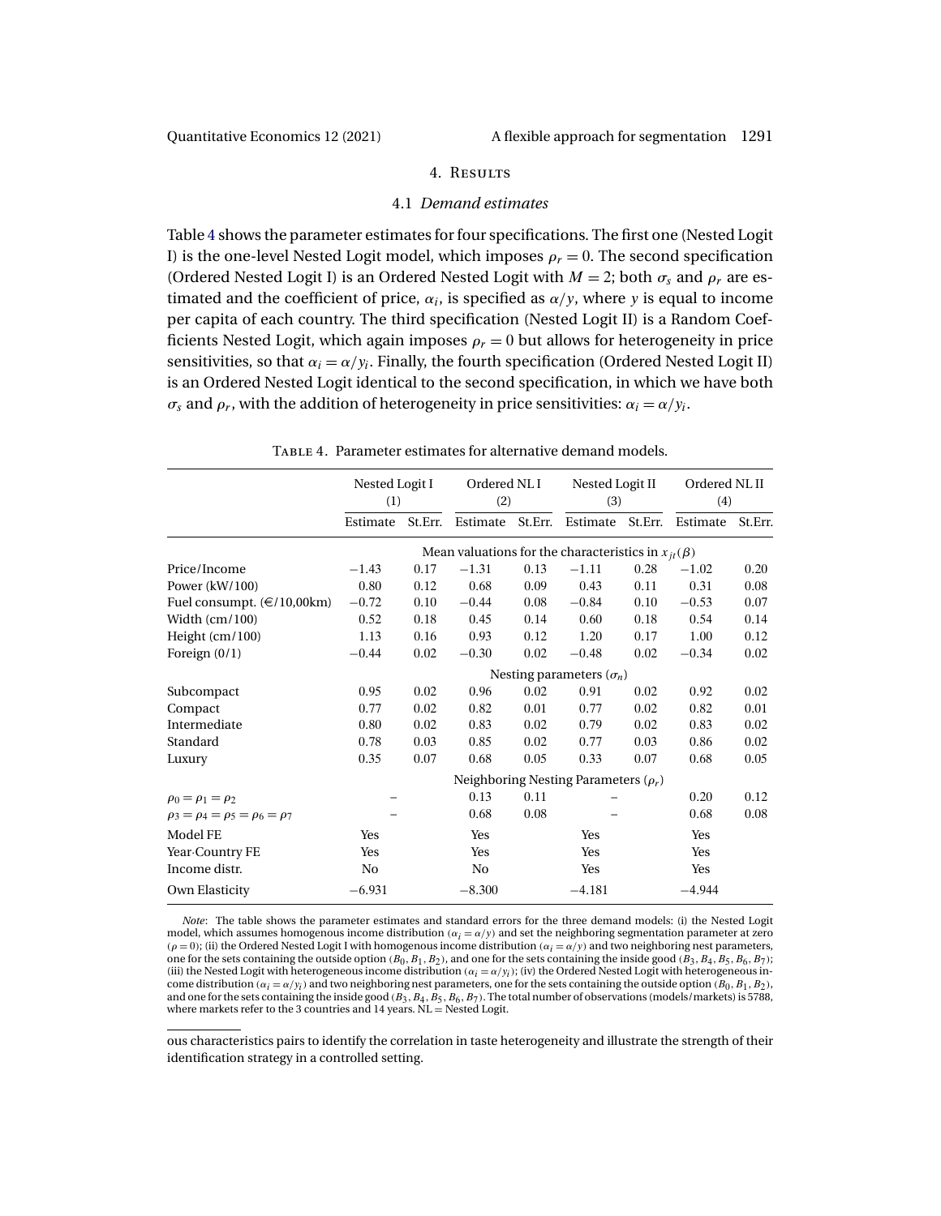## 4. Results

### 4.1 *Demand estimates*

Table 4 shows the parameter estimates for four specifications. The first one (Nested Logit I) is the one-level Nested Logit model, which imposes $\rho_r = 0$. The second specification (Ordered Nested Logit I) is an Ordered Nested Logit with $M = 2$; both $\sigma_s$ and $\rho_r$ are estimated and the coefficient of price, $\alpha_i$, is specified as $\alpha/y$, where $y$ is equal to income per capita of each country. The third specification (Nested Logit II) is a Random Coefficients Nested Logit, which again imposes $\rho_r = 0$ but allows for heterogeneity in price sensitivities, so that $\alpha_i = \alpha/y_i$. Finally, the fourth specification (Ordered Nested Logit II) is an Ordered Nested Logit identical to the second specification, in which we have both $\sigma_s$ and $\rho_r$, with the addition of heterogeneity in price sensitivities: $\alpha_i = \alpha/y_i$.

Table 4. Parameter estimates for alternative demand models.

| | Nested Logit I (1) | | Ordered NL I (2) | | Nested Logit II (3) | | Ordered NL II (4) | |
|---|---|---|---|---|---|---|---|---|
| | Estimate | St.Err. | Estimate | St.Err. | Estimate | St.Err. | Estimate | St.Err. |
| | Mean valuations for the characteristics in $x_{jt}(\beta)$ | | | | | | | |
| Price/Income | −1.43 | 0.17 | −1.31 | 0.13 | −1.11 | 0.28 | −1.02 | 0.20 |
| Power (kW/100) | 0.80 | 0.12 | 0.68 | 0.09 | 0.43 | 0.11 | 0.31 | 0.08 |
| Fuel consumpt. (€/10,00km) | −0.72 | 0.10 | −0.44 | 0.08 | −0.84 | 0.10 | −0.53 | 0.07 |
| Width (cm/100) | 0.52 | 0.18 | 0.45 | 0.14 | 0.60 | 0.18 | 0.54 | 0.14 |
| Height (cm/100) | 1.13 | 0.16 | 0.93 | 0.12 | 1.20 | 0.17 | 1.00 | 0.12 |
| Foreign (0/1) | −0.44 | 0.02 | −0.30 | 0.02 | −0.48 | 0.02 | −0.34 | 0.02 |
| | Nesting parameters ($\sigma_n$) | | | | | | | |
| Subcompact | 0.95 | 0.02 | 0.96 | 0.02 | 0.91 | 0.02 | 0.92 | 0.02 |
| Compact | 0.77 | 0.02 | 0.82 | 0.01 | 0.77 | 0.02 | 0.82 | 0.01 |
| Intermediate | 0.80 | 0.02 | 0.83 | 0.02 | 0.79 | 0.02 | 0.83 | 0.02 |
| Standard | 0.78 | 0.03 | 0.85 | 0.02 | 0.77 | 0.03 | 0.86 | 0.02 |
| Luxury | 0.35 | 0.07 | 0.68 | 0.05 | 0.33 | 0.07 | 0.68 | 0.05 |
| | Neighboring Nesting Parameters ($\rho_r$) | | | | | | | |
| $\rho_0 = \rho_1 = \rho_2$ | – | | 0.13 | 0.11 | – | | 0.20 | 0.12 |
| $\rho_3 = \rho_4 = \rho_5 = \rho_6 = \rho_7$ | – | | 0.68 | 0.08 | – | | 0.68 | 0.08 |
| Model FE | Yes | | Yes | | Yes | | Yes | |
| Year·Country FE | Yes | | Yes | | Yes | | Yes | |
| Income distr. | No | | No | | Yes | | Yes | |
| Own Elasticity | −6.931 | | −8.300 | | −4.181 | | −4.944 | |

*Note*: The table shows the parameter estimates and standard errors for the three demand models: (i) the Nested Logit model, which assumes homogenous income distribution ($\alpha_i = \alpha/y$) and set the neighboring segmentation parameter at zero ($\rho = 0$); (ii) the Ordered Nested Logit I with homogenous income distribution ($\alpha_i = \alpha/y$) and two neighboring nest parameters, one for the sets containing the outside option ($B_0, B_1, B_2$), and one for the sets containing the inside good ($B_3, B_4, B_5, B_6, B_7$); (iii) the Nested Logit with heterogeneous income distribution ($\alpha_i = \alpha/y_i$); (iv) the Ordered Nested Logit with heterogeneous income distribution ($\alpha_i = \alpha/y_i$) and two neighboring nest parameters, one for the sets containing the outside option ($B_0, B_1, B_2$), and one for the sets containing the inside good ($B_3, B_4, B_5, B_6, B_7$). The total number of observations (models/markets) is 5788, where markets refer to the 3 countries and 14 years. NL = Nested Logit.

ous characteristics pairs to identify the correlation in taste heterogeneity and illustrate the strength of their identification strategy in a controlled setting.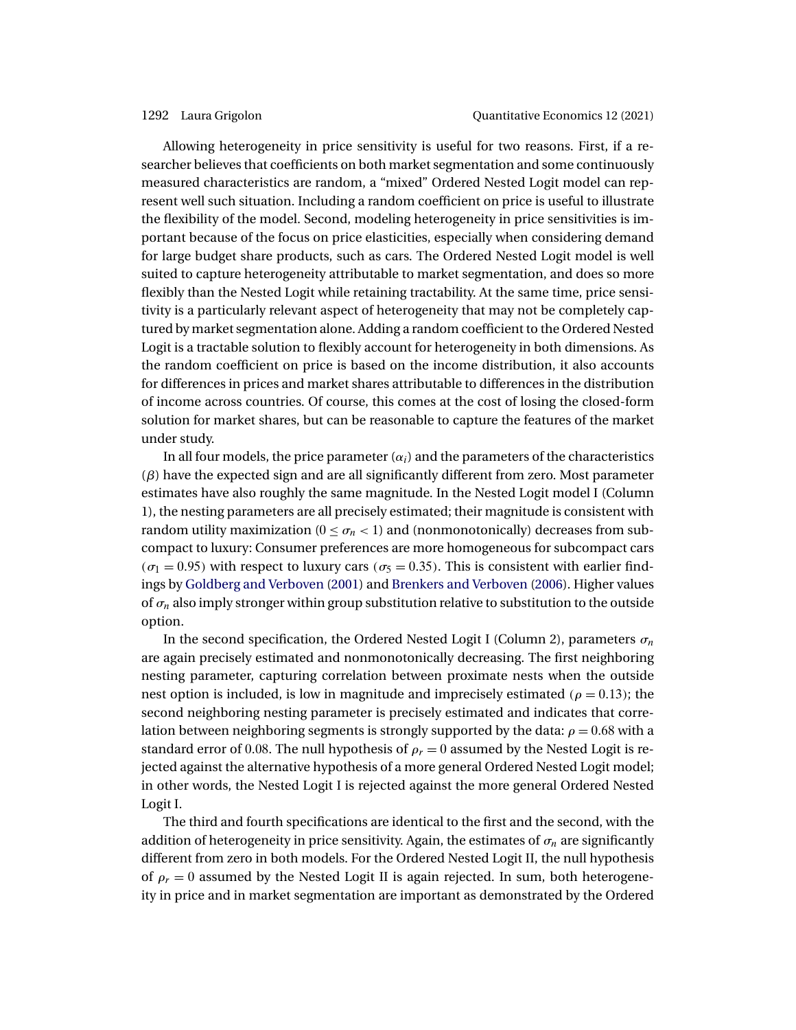Allowing heterogeneity in price sensitivity is useful for two reasons. First, if a researcher believes that coefficients on both market segmentation and some continuously measured characteristics are random, a "mixed" Ordered Nested Logit model can represent well such situation. Including a random coefficient on price is useful to illustrate the flexibility of the model. Second, modeling heterogeneity in price sensitivities is important because of the focus on price elasticities, especially when considering demand for large budget share products, such as cars. The Ordered Nested Logit model is well suited to capture heterogeneity attributable to market segmentation, and does so more flexibly than the Nested Logit while retaining tractability. At the same time, price sensitivity is a particularly relevant aspect of heterogeneity that may not be completely captured by market segmentation alone. Adding a random coefficient to the Ordered Nested Logit is a tractable solution to flexibly account for heterogeneity in both dimensions. As the random coefficient on price is based on the income distribution, it also accounts for differences in prices and market shares attributable to differences in the distribution of income across countries. Of course, this comes at the cost of losing the closed-form solution for market shares, but can be reasonable to capture the features of the market under study.

In all four models, the price parameter ($\alpha_i$) and the parameters of the characteristics ($\beta$) have the expected sign and are all significantly different from zero. Most parameter estimates have also roughly the same magnitude. In the Nested Logit model I (Column 1), the nesting parameters are all precisely estimated; their magnitude is consistent with random utility maximization ($0 \leq \sigma_n < 1$) and (nonmonotonically) decreases from subcompact to luxury: Consumer preferences are more homogeneous for subcompact cars ($\sigma_1 = 0.95$) with respect to luxury cars ($\sigma_5 = 0.35$). This is consistent with earlier findings by Goldberg and Verboven (2001) and Brenkers and Verboven (2006). Higher values of $\sigma_n$ also imply stronger within group substitution relative to substitution to the outside option.

In the second specification, the Ordered Nested Logit I (Column 2), parameters $\sigma_n$ are again precisely estimated and nonmonotonically decreasing. The first neighboring nesting parameter, capturing correlation between proximate nests when the outside nest option is included, is low in magnitude and imprecisely estimated ($\rho = 0.13$); the second neighboring nesting parameter is precisely estimated and indicates that correlation between neighboring segments is strongly supported by the data: $\rho = 0.68$ with a standard error of 0.08. The null hypothesis of $\rho_r = 0$ assumed by the Nested Logit is rejected against the alternative hypothesis of a more general Ordered Nested Logit model; in other words, the Nested Logit I is rejected against the more general Ordered Nested Logit I.

The third and fourth specifications are identical to the first and the second, with the addition of heterogeneity in price sensitivity. Again, the estimates of $\sigma_n$ are significantly different from zero in both models. For the Ordered Nested Logit II, the null hypothesis of $\rho_r = 0$ assumed by the Nested Logit II is again rejected. In sum, both heterogeneity in price and in market segmentation are important as demonstrated by the Ordered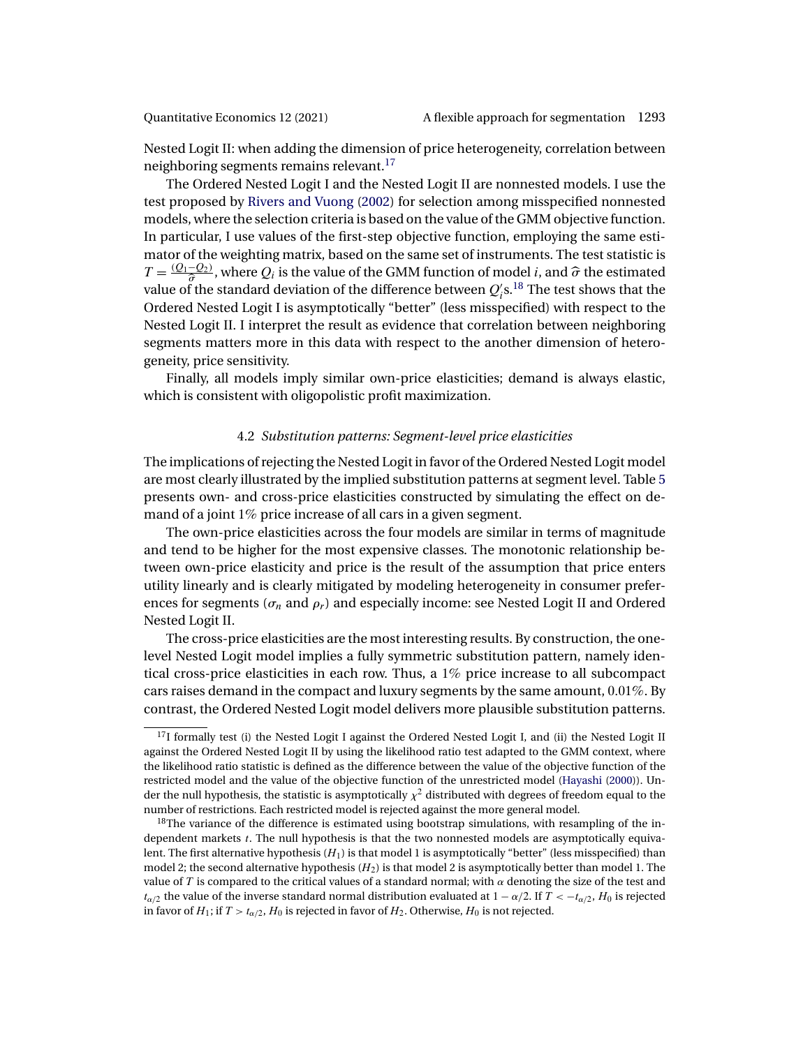Nested Logit II: when adding the dimension of price heterogeneity, correlation between neighboring segments remains relevant.[17]

The Ordered Nested Logit I and the Nested Logit II are nonnested models. I use the test proposed by Rivers and Vuong (2002) for selection among misspecified nonnested models, where the selection criteria is based on the value of the GMM objective function. In particular, I use values of the first-step objective function, employing the same estimator of the weighting matrix, based on the same set of instruments. The test statistic is $T = \frac{(Q_1 - Q_2)}{\widehat{\sigma}}$, where $Q_i$ is the value of the GMM function of model $i$, and $\widehat{\sigma}$ the estimated value of the standard deviation of the difference between $Q_i'$s.[18] The test shows that the Ordered Nested Logit I is asymptotically "better" (less misspecified) with respect to the Nested Logit II. I interpret the result as evidence that correlation between neighboring segments matters more in this data with respect to the another dimension of heterogeneity, price sensitivity.

Finally, all models imply similar own-price elasticities; demand is always elastic, which is consistent with oligopolistic profit maximization.

### 4.2 *Substitution patterns: Segment-level price elasticities*

The implications of rejecting the Nested Logit in favor of the Ordered Nested Logit model are most clearly illustrated by the implied substitution patterns at segment level. Table 5 presents own- and cross-price elasticities constructed by simulating the effect on demand of a joint 1% price increase of all cars in a given segment.

The own-price elasticities across the four models are similar in terms of magnitude and tend to be higher for the most expensive classes. The monotonic relationship between own-price elasticity and price is the result of the assumption that price enters utility linearly and is clearly mitigated by modeling heterogeneity in consumer preferences for segments ($\sigma_n$ and $\rho_r$) and especially income: see Nested Logit II and Ordered Nested Logit II.

The cross-price elasticities are the most interesting results. By construction, the one-level Nested Logit model implies a fully symmetric substitution pattern, namely identical cross-price elasticities in each row. Thus, a 1% price increase to all subcompact cars raises demand in the compact and luxury segments by the same amount, 0.01%. By contrast, the Ordered Nested Logit model delivers more plausible substitution patterns.

[17] I formally test (i) the Nested Logit I against the Ordered Nested Logit I, and (ii) the Nested Logit II against the Ordered Nested Logit II by using the likelihood ratio test adapted to the GMM context, where the likelihood ratio statistic is defined as the difference between the value of the objective function of the restricted model and the value of the objective function of the unrestricted model (Hayashi (2000)). Under the null hypothesis, the statistic is asymptotically $\chi^2$ distributed with degrees of freedom equal to the number of restrictions. Each restricted model is rejected against the more general model.

[18] The variance of the difference is estimated using bootstrap simulations, with resampling of the independent markets $t$. The null hypothesis is that the two nonnested models are asymptotically equivalent. The first alternative hypothesis ($H_1$) is that model 1 is asymptotically "better" (less misspecified) than model 2; the second alternative hypothesis ($H_2$) is that model 2 is asymptotically better than model 1. The value of $T$ is compared to the critical values of a standard normal; with $\alpha$ denoting the size of the test and $t_{\alpha/2}$ the value of the inverse standard normal distribution evaluated at $1 - \alpha/2$. If $T < -t_{\alpha/2}$, $H_0$ is rejected in favor of $H_1$; if $T > t_{\alpha/2}$, $H_0$ is rejected in favor of $H_2$. Otherwise, $H_0$ is not rejected.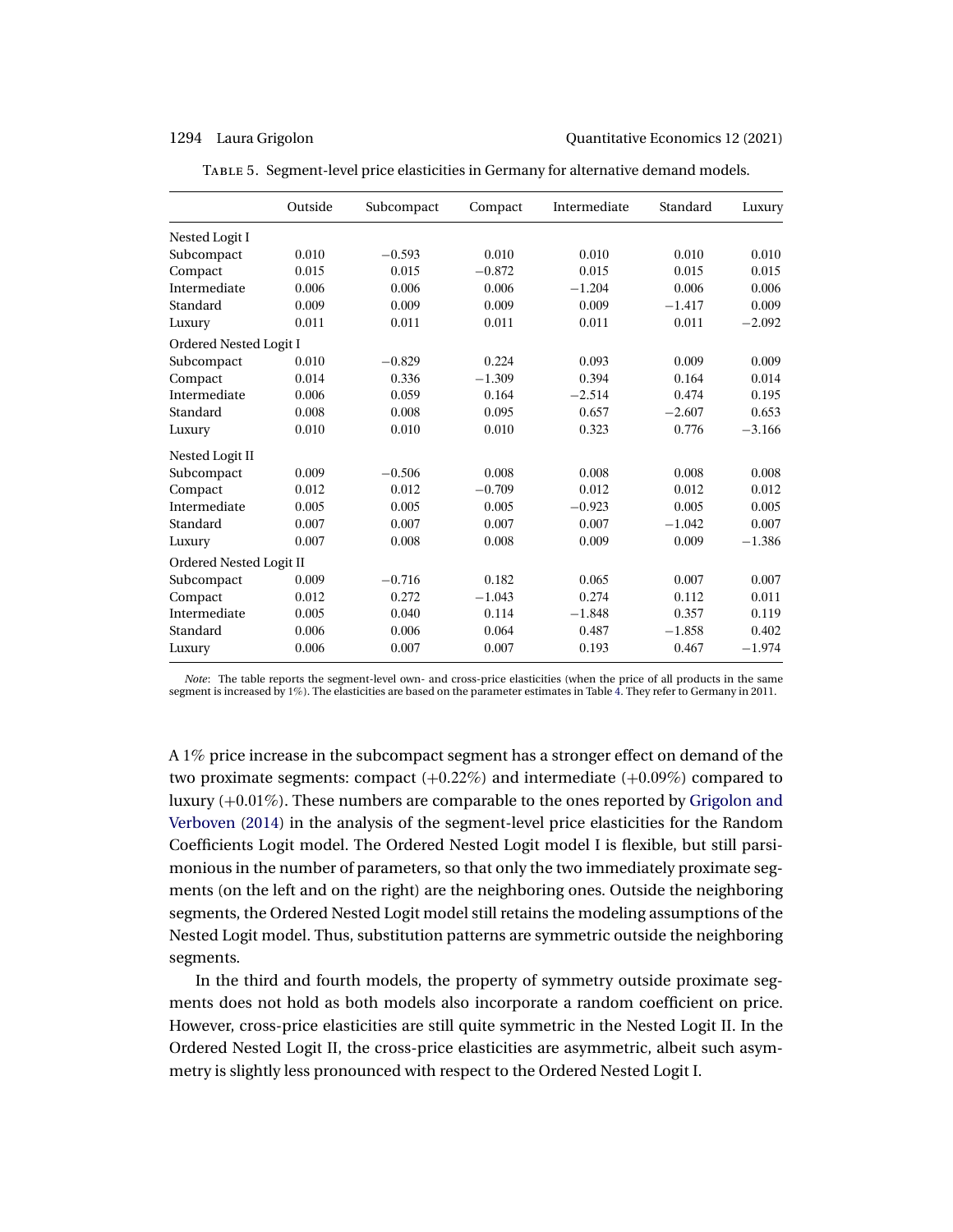Table 5. Segment-level price elasticities in Germany for alternative demand models.

| | Outside | Subcompact | Compact | Intermediate | Standard | Luxury |
|---|---|---|---|---|---|---|
| Nested Logit I | | | | | | |
| Subcompact | 0.010 | −0.593 | 0.010 | 0.010 | 0.010 | 0.010 |
| Compact | 0.015 | 0.015 | −0.872 | 0.015 | 0.015 | 0.015 |
| Intermediate | 0.006 | 0.006 | 0.006 | −1.204 | 0.006 | 0.006 |
| Standard | 0.009 | 0.009 | 0.009 | 0.009 | −1.417 | 0.009 |
| Luxury | 0.011 | 0.011 | 0.011 | 0.011 | 0.011 | −2.092 |
| Ordered Nested Logit I | | | | | | |
| Subcompact | 0.010 | −0.829 | 0.224 | 0.093 | 0.009 | 0.009 |
| Compact | 0.014 | 0.336 | −1.309 | 0.394 | 0.164 | 0.014 |
| Intermediate | 0.006 | 0.059 | 0.164 | −2.514 | 0.474 | 0.195 |
| Standard | 0.008 | 0.008 | 0.095 | 0.657 | −2.607 | 0.653 |
| Luxury | 0.010 | 0.010 | 0.010 | 0.323 | 0.776 | −3.166 |
| Nested Logit II | | | | | | |
| Subcompact | 0.009 | −0.506 | 0.008 | 0.008 | 0.008 | 0.008 |
| Compact | 0.012 | 0.012 | −0.709 | 0.012 | 0.012 | 0.012 |
| Intermediate | 0.005 | 0.005 | 0.005 | −0.923 | 0.005 | 0.005 |
| Standard | 0.007 | 0.007 | 0.007 | 0.007 | −1.042 | 0.007 |
| Luxury | 0.007 | 0.008 | 0.008 | 0.009 | 0.009 | −1.386 |
| Ordered Nested Logit II | | | | | | |
| Subcompact | 0.009 | −0.716 | 0.182 | 0.065 | 0.007 | 0.007 |
| Compact | 0.012 | 0.272 | −1.043 | 0.274 | 0.112 | 0.011 |
| Intermediate | 0.005 | 0.040 | 0.114 | −1.848 | 0.357 | 0.119 |
| Standard | 0.006 | 0.006 | 0.064 | 0.487 | −1.858 | 0.402 |
| Luxury | 0.006 | 0.007 | 0.007 | 0.193 | 0.467 | −1.974 |

*Note*: The table reports the segment-level own- and cross-price elasticities (when the price of all products in the same segment is increased by 1%). The elasticities are based on the parameter estimates in Table 4. They refer to Germany in 2011.

A 1% price increase in the subcompact segment has a stronger effect on demand of the two proximate segments: compact (+0.22%) and intermediate (+0.09%) compared to luxury (+0.01%). These numbers are comparable to the ones reported by Grigolon and Verboven (2014) in the analysis of the segment-level price elasticities for the Random Coefficients Logit model. The Ordered Nested Logit model I is flexible, but still parsimonious in the number of parameters, so that only the two immediately proximate segments (on the left and on the right) are the neighboring ones. Outside the neighboring segments, the Ordered Nested Logit model still retains the modeling assumptions of the Nested Logit model. Thus, substitution patterns are symmetric outside the neighboring segments.

In the third and fourth models, the property of symmetry outside proximate segments does not hold as both models also incorporate a random coefficient on price. However, cross-price elasticities are still quite symmetric in the Nested Logit II. In the Ordered Nested Logit II, the cross-price elasticities are asymmetric, albeit such asymmetry is slightly less pronounced with respect to the Ordered Nested Logit I.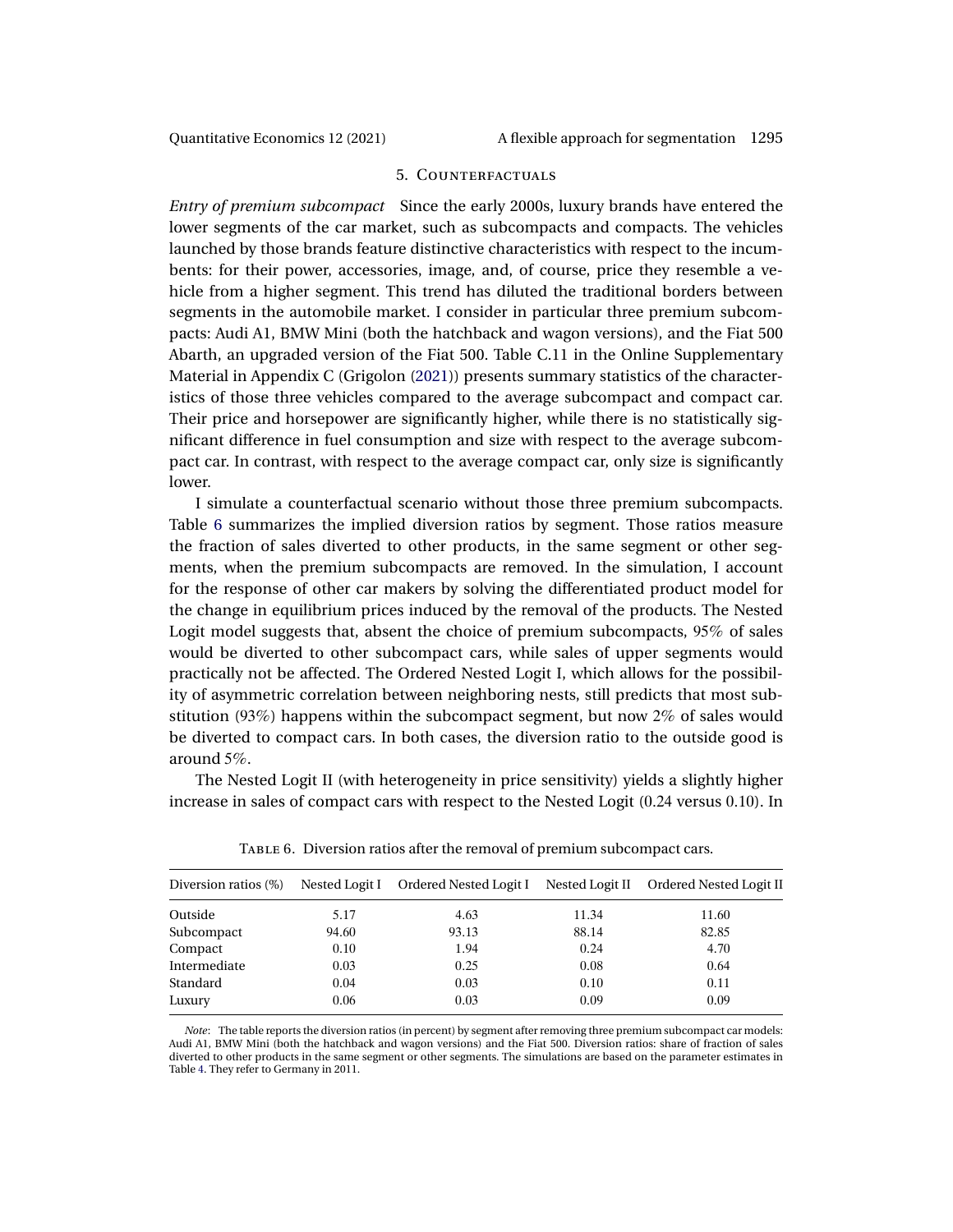## 5. Counterfactuals

*Entry of premium subcompact* Since the early 2000s, luxury brands have entered the lower segments of the car market, such as subcompacts and compacts. The vehicles launched by those brands feature distinctive characteristics with respect to the incumbents: for their power, accessories, image, and, of course, price they resemble a vehicle from a higher segment. This trend has diluted the traditional borders between segments in the automobile market. I consider in particular three premium subcompacts: Audi A1, BMW Mini (both the hatchback and wagon versions), and the Fiat 500 Abarth, an upgraded version of the Fiat 500. Table C.11 in the Online Supplementary Material in Appendix C (Grigolon (2021)) presents summary statistics of the characteristics of those three vehicles compared to the average subcompact and compact car. Their price and horsepower are significantly higher, while there is no statistically significant difference in fuel consumption and size with respect to the average subcompact car. In contrast, with respect to the average compact car, only size is significantly lower.

I simulate a counterfactual scenario without those three premium subcompacts. Table 6 summarizes the implied diversion ratios by segment. Those ratios measure the fraction of sales diverted to other products, in the same segment or other segments, when the premium subcompacts are removed. In the simulation, I account for the response of other car makers by solving the differentiated product model for the change in equilibrium prices induced by the removal of the products. The Nested Logit model suggests that, absent the choice of premium subcompacts, 95% of sales would be diverted to other subcompact cars, while sales of upper segments would practically not be affected. The Ordered Nested Logit I, which allows for the possibility of asymmetric correlation between neighboring nests, still predicts that most substitution (93%) happens within the subcompact segment, but now 2% of sales would be diverted to compact cars. In both cases, the diversion ratio to the outside good is around 5%.

The Nested Logit II (with heterogeneity in price sensitivity) yields a slightly higher increase in sales of compact cars with respect to the Nested Logit (0.24 versus 0.10). In

Table 6. Diversion ratios after the removal of premium subcompact cars.

| Diversion ratios (%) | Nested Logit I | Ordered Nested Logit I | Nested Logit II | Ordered Nested Logit II |
|---|---|---|---|---|
| Outside | 5.17 | 4.63 | 11.34 | 11.60 |
| Subcompact | 94.60 | 93.13 | 88.14 | 82.85 |
| Compact | 0.10 | 1.94 | 0.24 | 4.70 |
| Intermediate | 0.03 | 0.25 | 0.08 | 0.64 |
| Standard | 0.04 | 0.03 | 0.10 | 0.11 |
| Luxury | 0.06 | 0.03 | 0.09 | 0.09 |

*Note*: The table reports the diversion ratios (in percent) by segment after removing three premium subcompact car models: Audi A1, BMW Mini (both the hatchback and wagon versions) and the Fiat 500. Diversion ratios: share of fraction of sales diverted to other products in the same segment or other segments. The simulations are based on the parameter estimates in Table 4. They refer to Germany in 2011.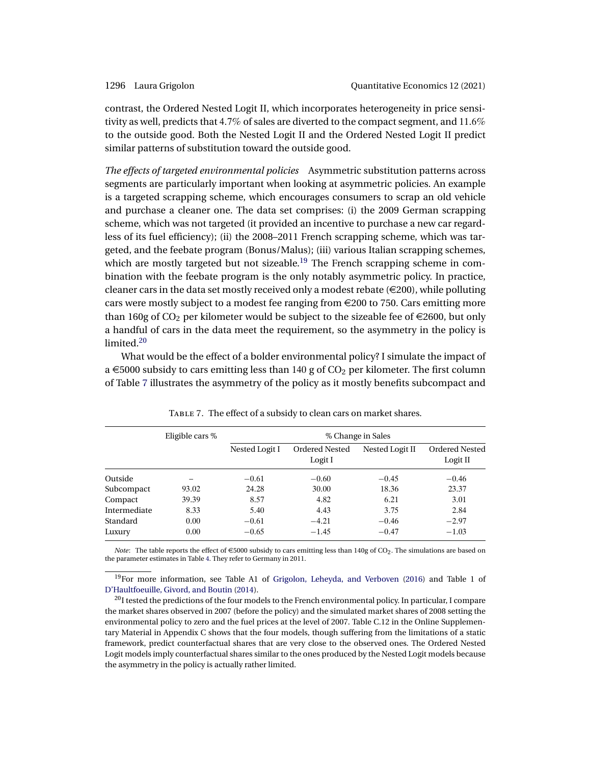contrast, the Ordered Nested Logit II, which incorporates heterogeneity in price sensitivity as well, predicts that 4.7% of sales are diverted to the compact segment, and 11.6% to the outside good. Both the Nested Logit II and the Ordered Nested Logit II predict similar patterns of substitution toward the outside good.

*The effects of targeted environmental policies* Asymmetric substitution patterns across segments are particularly important when looking at asymmetric policies. An example is a targeted scrapping scheme, which encourages consumers to scrap an old vehicle and purchase a cleaner one. The data set comprises: (i) the 2009 German scrapping scheme, which was not targeted (it provided an incentive to purchase a new car regardless of its fuel efficiency); (ii) the 2008–2011 French scrapping scheme, which was targeted, and the feebate program (Bonus/Malus); (iii) various Italian scrapping schemes, which are mostly targeted but not sizeable.[19] The French scrapping scheme in combination with the feebate program is the only notably asymmetric policy. In practice, cleaner cars in the data set mostly received only a modest rebate (€200), while polluting cars were mostly subject to a modest fee ranging from €200 to 750. Cars emitting more than 160g of $CO_2$ per kilometer would be subject to the sizeable fee of €2600, but only a handful of cars in the data meet the requirement, so the asymmetry in the policy is limited.[20]

What would be the effect of a bolder environmental policy? I simulate the impact of a €5000 subsidy to cars emitting less than 140 g of $CO_2$ per kilometer. The first column of Table 7 illustrates the asymmetry of the policy as it mostly benefits subcompact and

Table 7. The effect of a subsidy to clean cars on market shares.

| | Eligible cars % | % Change in Sales | | | |
|---|---|---|---|---|---|
| | | Nested Logit I | Ordered Nested Logit I | Nested Logit II | Ordered Nested Logit II |
| Outside | – | −0.61 | −0.60 | −0.45 | −0.46 |
| Subcompact | 93.02 | 24.28 | 30.00 | 18.36 | 23.37 |
| Compact | 39.39 | 8.57 | 4.82 | 6.21 | 3.01 |
| Intermediate | 8.33 | 5.40 | 4.43 | 3.75 | 2.84 |
| Standard | 0.00 | −0.61 | −4.21 | −0.46 | −2.97 |
| Luxury | 0.00 | −0.65 | −1.45 | −0.47 | −1.03 |

*Note*: The table reports the effect of €5000 subsidy to cars emitting less than 140g of $CO_2$. The simulations are based on the parameter estimates in Table 4. They refer to Germany in 2011.

[19] For more information, see Table A1 of Grigolon, Leheyda, and Verboven (2016) and Table 1 of D'Haultfoeuille, Givord, and Boutin (2014).

[20] I tested the predictions of the four models to the French environmental policy. In particular, I compare the market shares observed in 2007 (before the policy) and the simulated market shares of 2008 setting the environmental policy to zero and the fuel prices at the level of 2007. Table C.12 in the Online Supplementary Material in Appendix C shows that the four models, though suffering from the limitations of a static framework, predict counterfactual shares that are very close to the observed ones. The Ordered Nested Logit models imply counterfactual shares similar to the ones produced by the Nested Logit models because the asymmetry in the policy is actually rather limited.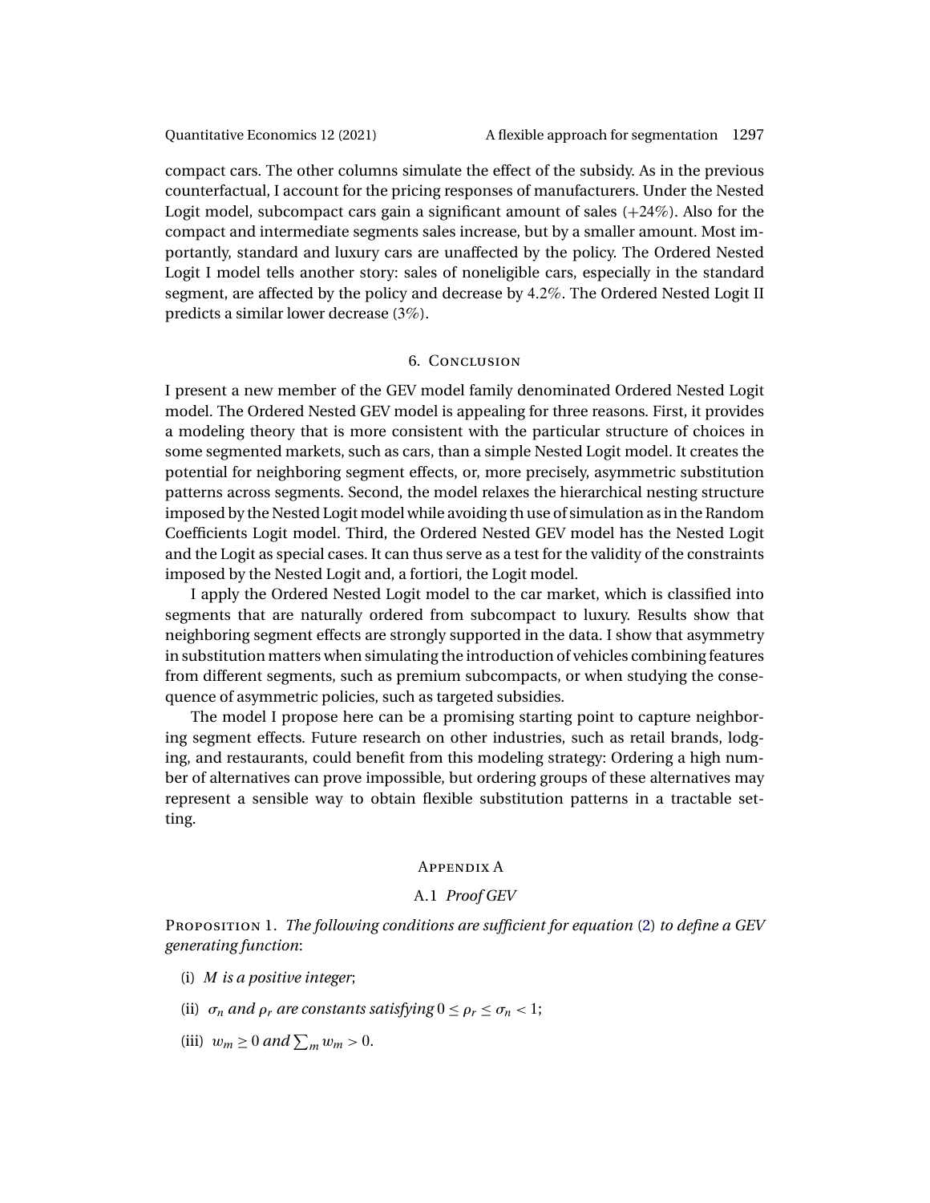compact cars. The other columns simulate the effect of the subsidy. As in the previous counterfactual, I account for the pricing responses of manufacturers. Under the Nested Logit model, subcompact cars gain a significant amount of sales (+24%). Also for the compact and intermediate segments sales increase, but by a smaller amount. Most importantly, standard and luxury cars are unaffected by the policy. The Ordered Nested Logit I model tells another story: sales of noneligible cars, especially in the standard segment, are affected by the policy and decrease by 4.2%. The Ordered Nested Logit II predicts a similar lower decrease (3%).

## 6. Conclusion

I present a new member of the GEV model family denominated Ordered Nested Logit model. The Ordered Nested GEV model is appealing for three reasons. First, it provides a modeling theory that is more consistent with the particular structure of choices in some segmented markets, such as cars, than a simple Nested Logit model. It creates the potential for neighboring segment effects, or, more precisely, asymmetric substitution patterns across segments. Second, the model relaxes the hierarchical nesting structure imposed by the Nested Logit model while avoiding th use of simulation as in the Random Coefficients Logit model. Third, the Ordered Nested GEV model has the Nested Logit and the Logit as special cases. It can thus serve as a test for the validity of the constraints imposed by the Nested Logit and, a fortiori, the Logit model.

I apply the Ordered Nested Logit model to the car market, which is classified into segments that are naturally ordered from subcompact to luxury. Results show that neighboring segment effects are strongly supported in the data. I show that asymmetry in substitution matters when simulating the introduction of vehicles combining features from different segments, such as premium subcompacts, or when studying the consequence of asymmetric policies, such as targeted subsidies.

The model I propose here can be a promising starting point to capture neighboring segment effects. Future research on other industries, such as retail brands, lodging, and restaurants, could benefit from this modeling strategy: Ordering a high number of alternatives can prove impossible, but ordering groups of these alternatives may represent a sensible way to obtain flexible substitution patterns in a tractable setting.

## Appendix A

### A.1 *Proof GEV*

Proposition 1. *The following conditions are sufficient for equation (2) to define a GEV generating function*:

(i) $M$ *is a positive integer*;

(ii) $\sigma_n$ *and* $\rho_r$ *are constants satisfying* $0 \leq \rho_r \leq \sigma_n < 1$;

(iii) $w_m \geq 0$ *and* $\sum_m w_m > 0$.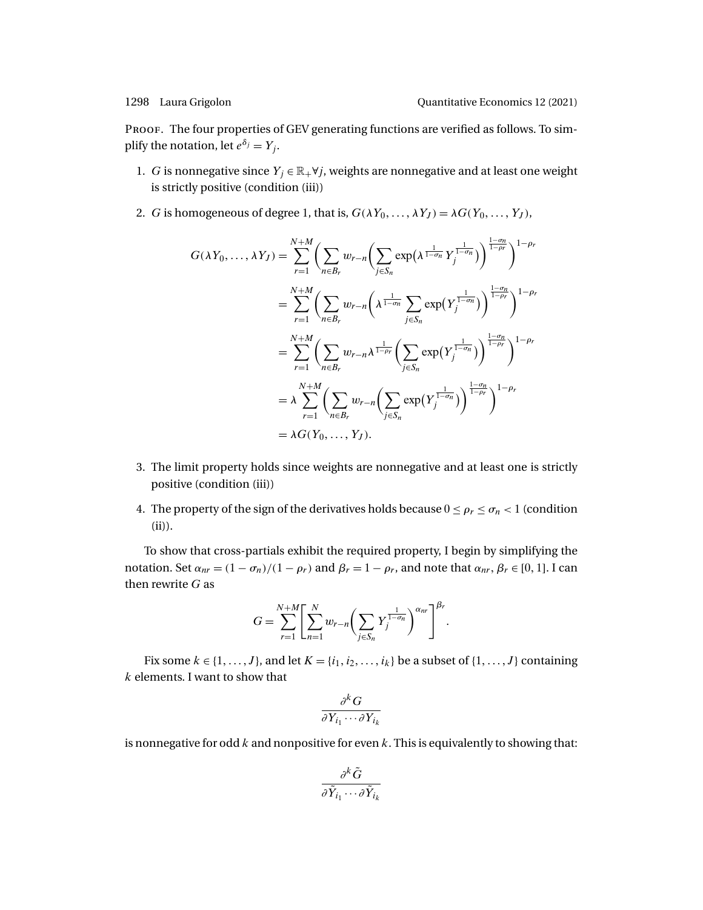PROOF. The four properties of GEV generating functions are verified as follows. To simplify the notation, let $e^{\delta_j} = Y_j$.

1. $G$ is nonnegative since $Y_j \in \mathbb{R}_+ \forall j$, weights are nonnegative and at least one weight is strictly positive (condition (iii))

2. $G$ is homogeneous of degree 1, that is, $G(\lambda Y_0, \dots, \lambda Y_J) = \lambda G(Y_0, \dots, Y_J)$,

$$
\begin{aligned}
G(\lambda Y_0, \dots, \lambda Y_J) &= \sum_{r=1}^{N+M} \left( \sum_{n \in B_r} w_{r-n} \left( \sum_{j \in S_n} \exp\left(\lambda^{\frac{1}{1-\sigma_n}} Y_j^{\frac{1}{1-\sigma_n}}\right) \right)^{\frac{1-\sigma_n}{1-\rho_r}} \right)^{1-\rho_r} \\
&= \sum_{r=1}^{N+M} \left( \sum_{n \in B_r} w_{r-n} \left( \lambda^{\frac{1}{1-\sigma_n}} \sum_{j \in S_n} \exp\left(Y_j^{\frac{1}{1-\sigma_n}}\right) \right)^{\frac{1-\sigma_n}{1-\rho_r}} \right)^{1-\rho_r} \\
&= \sum_{r=1}^{N+M} \left( \sum_{n \in B_r} w_{r-n} \lambda^{\frac{1}{1-\rho_r}} \left( \sum_{j \in S_n} \exp\left(Y_j^{\frac{1}{1-\sigma_n}}\right) \right)^{\frac{1-\sigma_n}{1-\rho_r}} \right)^{1-\rho_r} \\
&= \lambda \sum_{r=1}^{N+M} \left( \sum_{n \in B_r} w_{r-n} \left( \sum_{j \in S_n} \exp\left(Y_j^{\frac{1}{1-\sigma_n}}\right) \right)^{\frac{1-\sigma_n}{1-\rho_r}} \right)^{1-\rho_r} \\
&= \lambda G(Y_0, \dots, Y_J).
\end{aligned}
$$

3. The limit property holds since weights are nonnegative and at least one is strictly positive (condition (iii))

4. The property of the sign of the derivatives holds because $0 \leq \rho_r \leq \sigma_n < 1$ (condition (ii)).

To show that cross-partials exhibit the required property, I begin by simplifying the notation. Set $\alpha_{nr} = (1 - \sigma_n)/(1 - \rho_r)$ and $\beta_r = 1 - \rho_r$, and note that $\alpha_{nr}, \beta_r \in [0, 1]$. I can then rewrite $G$ as

$$
G = \sum_{r=1}^{N+M} \left[ \sum_{n=1}^{N} w_{r-n} \left( \sum_{j \in S_n} Y_j^{\frac{1}{1-\sigma_n}} \right)^{\alpha_{nr}} \right]^{\beta_r}.
$$

Fix some $k \in \{1, \dots, J\}$, and let $K = \{i_1, i_2, \dots, i_k\}$ be a subset of $\{1, \dots, J\}$ containing $k$ elements. I want to show that

$$
\frac{\partial^k G}{\partial Y_{i_1} \cdots \partial Y_{i_k}}
$$

is nonnegative for odd $k$ and nonpositive for even $k$. This is equivalently to showing that:

$$
\frac{\partial^k \tilde{G}}{\partial \tilde{Y}_{i_1} \cdots \partial \tilde{Y}_{i_k}}
$$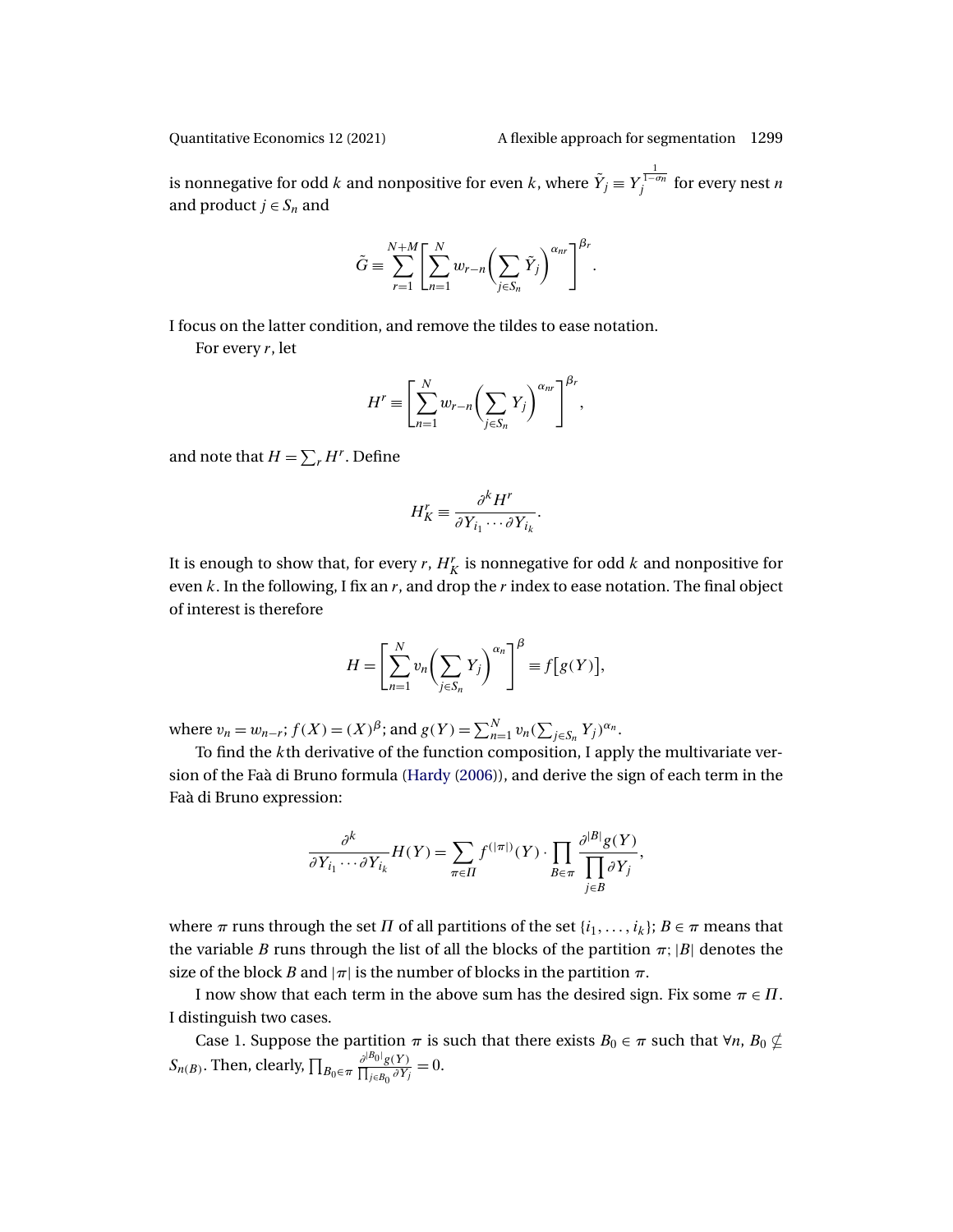is nonnegative for odd $k$ and nonpositive for even $k$, where $\tilde{Y}_j \equiv Y_j^{\frac{1}{1-\sigma_n}}$ for every nest $n$ and product $j \in S_n$ and

$$\tilde{G} \equiv \sum_{r=1}^{N+M} \left[ \sum_{n=1}^{N} w_{r-n} \left( \sum_{j \in S_n} \tilde{Y}_j \right)^{\alpha_{nr}} \right]^{\beta_r}.$$

I focus on the latter condition, and remove the tildes to ease notation.

For every $r$, let

$$H^r \equiv \left[ \sum_{n=1}^{N} w_{r-n} \left( \sum_{j \in S_n} Y_j \right)^{\alpha_{nr}} \right]^{\beta_r},$$

and note that $H = \sum_r H^r$. Define

$$H_K^r \equiv \frac{\partial^k H^r}{\partial Y_{i_1} \cdots \partial Y_{i_k}}.$$

It is enough to show that, for every $r$, $H_K^r$ is nonnegative for odd $k$ and nonpositive for even $k$. In the following, I fix an $r$, and drop the $r$ index to ease notation. The final object of interest is therefore

$$H = \left[ \sum_{n=1}^{N} v_n \left( \sum_{j \in S_n} Y_j \right)^{\alpha_n} \right]^{\beta} \equiv f\big[g(Y)\big],$$

where $v_n = w_{n-r}$; $f(X) = (X)^{\beta}$; and $g(Y) = \sum_{n=1}^{N} v_n (\sum_{j \in S_n} Y_j)^{\alpha_n}$.

To find the $k$th derivative of the function composition, I apply the multivariate version of the Faà di Bruno formula (Hardy (2006)), and derive the sign of each term in the Faà di Bruno expression:

$$\frac{\partial^k}{\partial Y_{i_1} \cdots \partial Y_{i_k}} H(Y) = \sum_{\pi \in \Pi} f^{(|\pi|)}(Y) \cdot \prod_{B \in \pi} \frac{\partial^{|B|} g(Y)}{\prod_{j \in B} \partial Y_j},$$

where $\pi$ runs through the set $\Pi$ of all partitions of the set $\{i_1, \ldots, i_k\}$; $B \in \pi$ means that the variable $B$ runs through the list of all the blocks of the partition $\pi$; $|B|$ denotes the size of the block $B$ and $|\pi|$ is the number of blocks in the partition $\pi$.

I now show that each term in the above sum has the desired sign. Fix some $\pi \in \Pi$. I distinguish two cases.

Case 1. Suppose the partition $\pi$ is such that there exists $B_0 \in \pi$ such that $\forall n$, $B_0 \nsubseteq S_{n(B)}$. Then, clearly, $\prod_{B_0 \in \pi} \frac{\partial^{|B_0|} g(Y)}{\prod_{j \in B_0} \partial Y_j} = 0$.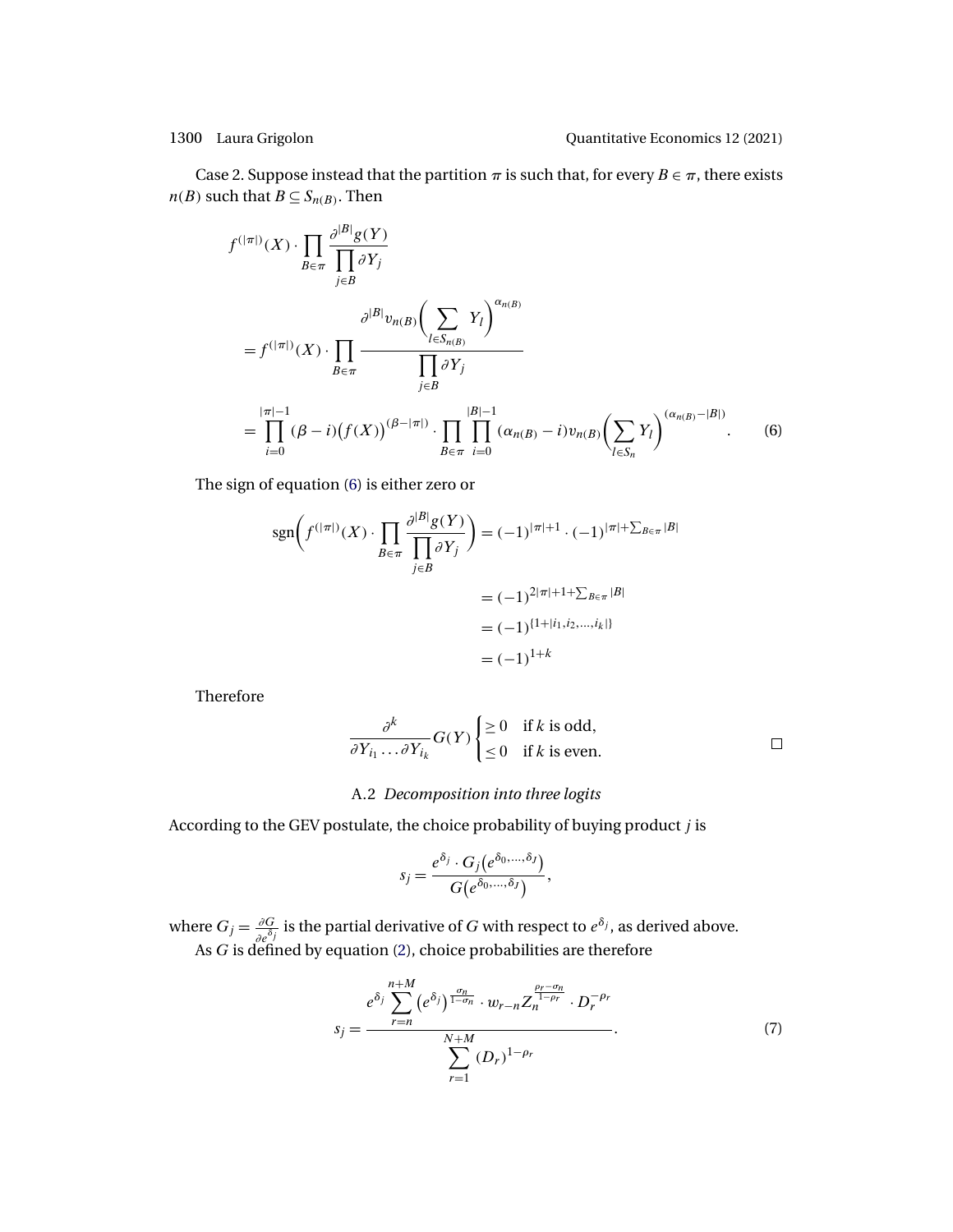Case 2. Suppose instead that the partition $\pi$ is such that, for every $B \in \pi$, there exists $n(B)$ such that $B \subseteq S_{n(B)}$. Then

$$
\begin{aligned}
& f^{(|\pi|)}(X) \cdot \prod_{B \in \pi} \frac{\partial^{|B|} g(Y)}{\prod_{j \in B} \partial Y_j} \\
&= f^{(|\pi|)}(X) \cdot \prod_{B \in \pi} \frac{\partial^{|B|} v_{n(B)} \left( \sum_{l \in S_{n(B)}} Y_l \right)^{\alpha_{n(B)}}}{\prod_{j \in B} \partial Y_j} \\
&= \prod_{i=0}^{|\pi|-1} (\beta - i) \big( f(X) \big)^{(\beta - |\pi|)} \cdot \prod_{B \in \pi} \prod_{i=0}^{|B|-1} (\alpha_{n(B)} - i) v_{n(B)} \left( \sum_{l \in S_n} Y_l \right)^{(\alpha_{n(B)} - |B|)}. \qquad (6)
\end{aligned}
$$

The sign of equation (6) is either zero or

$$
\begin{aligned}
\operatorname{sgn}\left( f^{(|\pi|)}(X) \cdot \prod_{B \in \pi} \frac{\partial^{|B|} g(Y)}{\prod_{j \in B} \partial Y_j} \right) &= (-1)^{|\pi|+1} \cdot (-1)^{|\pi| + \sum_{B \in \pi} |B|} \\
&= (-1)^{2|\pi| + 1 + \sum_{B \in \pi} |B|} \\
&= (-1)^{\{1 + |i_1, i_2, \dots, i_k|\}} \\
&= (-1)^{1+k}
\end{aligned}
$$

Therefore

$$
\frac{\partial^k}{\partial Y_{i_1} \dots \partial Y_{i_k}} G(Y) \begin{cases} \geq 0 & \text{if } k \text{ is odd,} \\ \leq 0 & \text{if } k \text{ is even.} \end{cases} \qquad \square
$$

### A.2 *Decomposition into three logits*

According to the GEV postulate, the choice probability of buying product $j$ is

$$
s_j = \frac{e^{\delta_j} \cdot G_j\big(e^{\delta_0, \dots, \delta_J}\big)}{G\big(e^{\delta_0, \dots, \delta_J}\big)},
$$

where $G_j = \frac{\partial G}{\partial e^{\delta_j}}$ is the partial derivative of $G$ with respect to $e^{\delta_j}$, as derived above.

As $G$ is defined by equation (2), choice probabilities are therefore

$$
s_j = \frac{e^{\delta_j} \sum_{r=n}^{n+M} \big(e^{\delta_j}\big)^{\frac{\sigma_n}{1-\sigma_n}} \cdot w_{r-n} Z_n^{\frac{\rho_r - \sigma_n}{1-\rho_r}} \cdot D_r^{-\rho_r}}{\sum_{r=1}^{N+M} (D_r)^{1-\rho_r}}. \qquad (7)
$$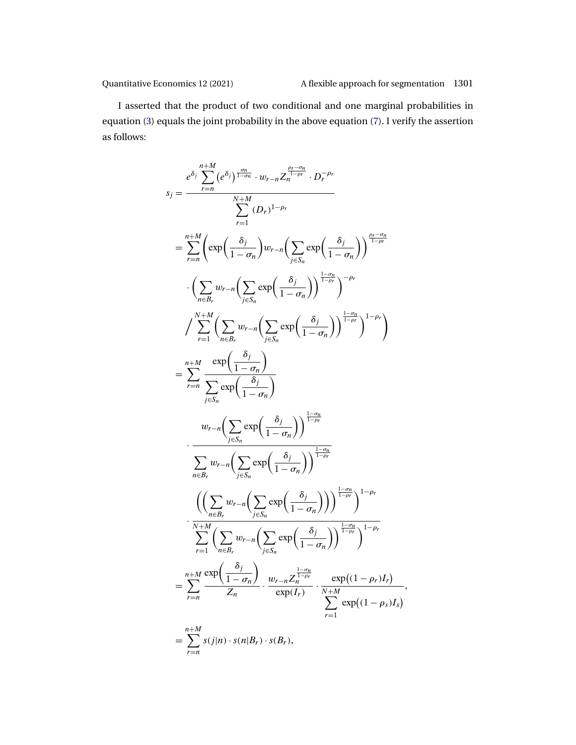I asserted that the product of two conditional and one marginal probabilities in equation (3) equals the joint probability in the above equation (7). I verify the assertion as follows:

$$
\begin{aligned}
s_j &= \frac{e^{\delta_j} \displaystyle\sum_{r=n}^{n+M} \left(e^{\delta_j}\right)^{\frac{\sigma_n}{1-\sigma_n}} \cdot w_{r-n} Z_n^{\frac{\rho_r - \sigma_n}{1-\rho_r}} \cdot D_r^{-\rho_r}}{\displaystyle\sum_{r=1}^{N+M} (D_r)^{1-\rho_r}} \\
&= \sum_{r=n}^{n+M} \left( \exp\left(\frac{\delta_j}{1-\sigma_n}\right) w_{r-n} \left( \sum_{j \in S_n} \exp\left(\frac{\delta_j}{1-\sigma_n}\right)\right)^{\frac{\rho_r - \sigma_n}{1-\rho_r}} \right. \\
&\quad \cdot \left( \sum_{n \in B_r} w_{r-n} \left( \sum_{j \in S_n} \exp\left(\frac{\delta_j}{1-\sigma_n}\right)\right)^{\frac{1-\sigma_n}{1-\rho_r}} \right)^{-\rho_r} \\
&\quad \left. \Bigg/ \sum_{r=1}^{N+M} \left( \sum_{n \in B_r} w_{r-n} \left( \sum_{j \in S_n} \exp\left(\frac{\delta_j}{1-\sigma_n}\right)\right)^{\frac{1-\sigma_n}{1-\rho_r}} \right)^{1-\rho_r} \right) \\
&= \sum_{r=n}^{n+M} \frac{\exp\left(\frac{\delta_j}{1-\sigma_n}\right)}{\displaystyle\sum_{j \in S_n} \exp\left(\frac{\delta_j}{1-\sigma_n}\right)} \\
&\quad \cdot \frac{w_{r-n} \left( \displaystyle\sum_{j \in S_n} \exp\left(\frac{\delta_j}{1-\sigma_n}\right)\right)^{\frac{1-\sigma_n}{1-\rho_r}}}{\displaystyle\sum_{n \in B_r} w_{r-n} \left( \sum_{j \in S_n} \exp\left(\frac{\delta_j}{1-\sigma_n}\right)\right)^{\frac{1-\sigma_n}{1-\rho_r}}} \\
&\quad \cdot \frac{\left( \left( \displaystyle\sum_{n \in B_r} w_{r-n} \left( \sum_{j \in S_n} \exp\left(\frac{\delta_j}{1-\sigma_n}\right)\right)\right)^{\frac{1-\sigma_n}{1-\rho_r}} \right)^{1-\rho_r}}{\displaystyle\sum_{r=1}^{N+M} \left( \sum_{n \in B_r} w_{r-n} \left( \sum_{j \in S_n} \exp\left(\frac{\delta_j}{1-\sigma_n}\right)\right)^{\frac{1-\sigma_n}{1-\rho_r}} \right)^{1-\rho_r}} \\
&= \sum_{r=n}^{n+M} \frac{\exp\left(\frac{\delta_j}{1-\sigma_n}\right)}{Z_n} \cdot \frac{w_{r-n} Z_n^{\frac{1-\sigma_n}{1-\rho_r}}}{\exp(I_r)} \cdot \frac{\exp\left((1-\rho_r) I_r\right)}{\displaystyle\sum_{r=1}^{N+M} \exp\left((1-\rho_s) I_s\right)}, \\
&= \sum_{r=n}^{n+M} s(j|n) \cdot s(n|B_r) \cdot s(B_r),
\end{aligned}
$$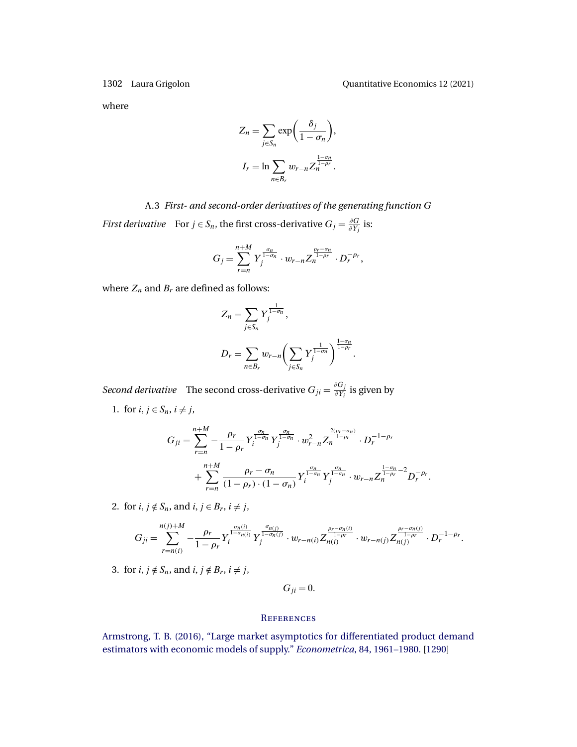where

$$Z_n = \sum_{j \in S_n} \exp\left(\frac{\delta_j}{1-\sigma_n}\right),$$

$$I_r = \ln \sum_{n \in B_r} w_{r-n} Z_n^{\frac{1-\sigma_n}{1-\rho_r}}.$$

### A.3 *First- and second-order derivatives of the generating function G*

*First derivative* For $j \in S_n$, the first cross-derivative $G_j = \frac{\partial G}{\partial Y_j}$ is:

$$G_j = \sum_{r=n}^{n+M} Y_j^{\frac{\sigma_n}{1-\sigma_n}} \cdot w_{r-n} Z_n^{\frac{\rho_r - \sigma_n}{1-\rho_r}} \cdot D_r^{-\rho_r},$$

where $Z_n$ and $B_r$ are defined as follows:

$$Z_n = \sum_{j \in S_n} Y_j^{\frac{1}{1-\sigma_n}},$$

$$D_r = \sum_{n \in B_r} w_{r-n} \left(\sum_{j \in S_n} Y_j^{\frac{1}{1-\sigma_n}}\right)^{\frac{1-\sigma_n}{1-\rho_r}}.$$

*Second derivative* The second cross-derivative $G_{ji} = \frac{\partial G_j}{\partial Y_i}$ is given by

1. for $i, j \in S_n$, $i \neq j$,

$$G_{ji} = \sum_{r=n}^{n+M} -\frac{\rho_r}{1-\rho_r} Y_i^{\frac{\sigma_n}{1-\sigma_n}} Y_j^{\frac{\sigma_n}{1-\sigma_n}} \cdot w_{r-n}^2 Z_n^{\frac{2(\rho_r - \sigma_n)}{1-\rho_r}} \cdot D_r^{-1-\rho_r}$$
$$+ \sum_{r=n}^{n+M} \frac{\rho_r - \sigma_n}{(1-\rho_r)\cdot(1-\sigma_n)} Y_i^{\frac{\sigma_n}{1-\sigma_n}} Y_j^{\frac{\sigma_n}{1-\sigma_n}} \cdot w_{r-n} Z_n^{\frac{1-\sigma_n}{1-\rho_r}-2} D_r^{-\rho_r}.$$

2. for $i, j \notin S_n$, and $i, j \in B_r$, $i \neq j$,

$$G_{ji} = \sum_{r=n(i)}^{n(j)+M} -\frac{\rho_r}{1-\rho_r} Y_i^{\frac{\sigma_{n(i)}}{1-\sigma_{n(i)}}} Y_j^{\frac{\sigma_{n(j)}}{1-\sigma_{n(j)}}} \cdot w_{r-n(i)} Z_{n(i)}^{\frac{\rho_r - \sigma_{n(i)}}{1-\rho_r}} \cdot w_{r-n(j)} Z_{n(j)}^{\frac{\rho_r - \sigma_{n(j)}}{1-\rho_r}} \cdot D_r^{-1-\rho_r}.$$

3. for $i, j \notin S_n$, and $i, j \notin B_r$, $i \neq j$,

$$G_{ji} = 0.$$

## References

Armstrong, T. B. (2016), "Large market asymptotics for differentiated product demand estimators with economic models of supply." *Econometrica*, 84, 1961–1980. [1290]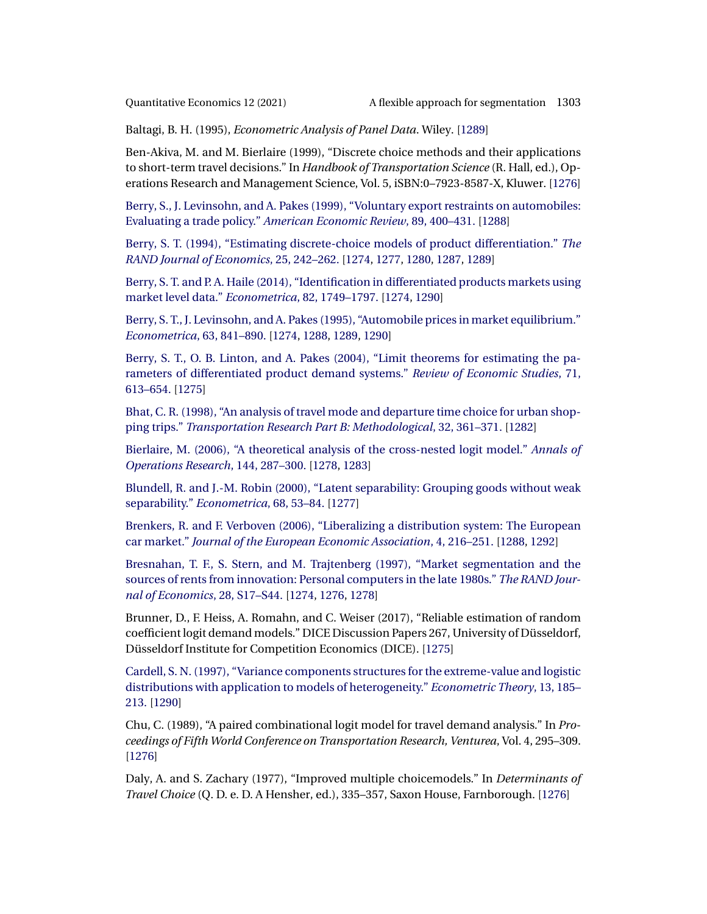Baltagi, B. H. (1995), *Econometric Analysis of Panel Data*. Wiley. [1289]

Ben-Akiva, M. and M. Bierlaire (1999), "Discrete choice methods and their applications to short-term travel decisions." In *Handbook of Transportation Science* (R. Hall, ed.), Operations Research and Management Science, Vol. 5, iSBN:0–7923-8587-X, Kluwer. [1276]

Berry, S., J. Levinsohn, and A. Pakes (1999), "Voluntary export restraints on automobiles: Evaluating a trade policy." *American Economic Review*, 89, 400–431. [1288]

Berry, S. T. (1994), "Estimating discrete-choice models of product differentiation." *The RAND Journal of Economics*, 25, 242–262. [1274, 1277, 1280, 1287, 1289]

Berry, S. T. and P. A. Haile (2014), "Identification in differentiated products markets using market level data." *Econometrica*, 82, 1749–1797. [1274, 1290]

Berry, S. T., J. Levinsohn, and A. Pakes (1995), "Automobile prices in market equilibrium." *Econometrica*, 63, 841–890. [1274, 1288, 1289, 1290]

Berry, S. T., O. B. Linton, and A. Pakes (2004), "Limit theorems for estimating the parameters of differentiated product demand systems." *Review of Economic Studies*, 71, 613–654. [1275]

Bhat, C. R. (1998), "An analysis of travel mode and departure time choice for urban shopping trips." *Transportation Research Part B: Methodological*, 32, 361–371. [1282]

Bierlaire, M. (2006), "A theoretical analysis of the cross-nested logit model." *Annals of Operations Research*, 144, 287–300. [1278, 1283]

Blundell, R. and J.-M. Robin (2000), "Latent separability: Grouping goods without weak separability." *Econometrica*, 68, 53–84. [1277]

Brenkers, R. and F. Verboven (2006), "Liberalizing a distribution system: The European car market." *Journal of the European Economic Association*, 4, 216–251. [1288, 1292]

Bresnahan, T. F., S. Stern, and M. Trajtenberg (1997), "Market segmentation and the sources of rents from innovation: Personal computers in the late 1980s." *The RAND Journal of Economics*, 28, S17–S44. [1274, 1276, 1278]

Brunner, D., F. Heiss, A. Romahn, and C. Weiser (2017), "Reliable estimation of random coefficient logit demand models." DICE Discussion Papers 267, University of Düsseldorf, Düsseldorf Institute for Competition Economics (DICE). [1275]

Cardell, S. N. (1997), "Variance components structures for the extreme-value and logistic distributions with application to models of heterogeneity." *Econometric Theory*, 13, 185–213. [1290]

Chu, C. (1989), "A paired combinational logit model for travel demand analysis." In *Proceedings of Fifth World Conference on Transportation Research, Venturea*, Vol. 4, 295–309. [1276]

Daly, A. and S. Zachary (1977), "Improved multiple choicemodels." In *Determinants of Travel Choice* (Q. D. e. D. A Hensher, ed.), 335–357, Saxon House, Farnborough. [1276]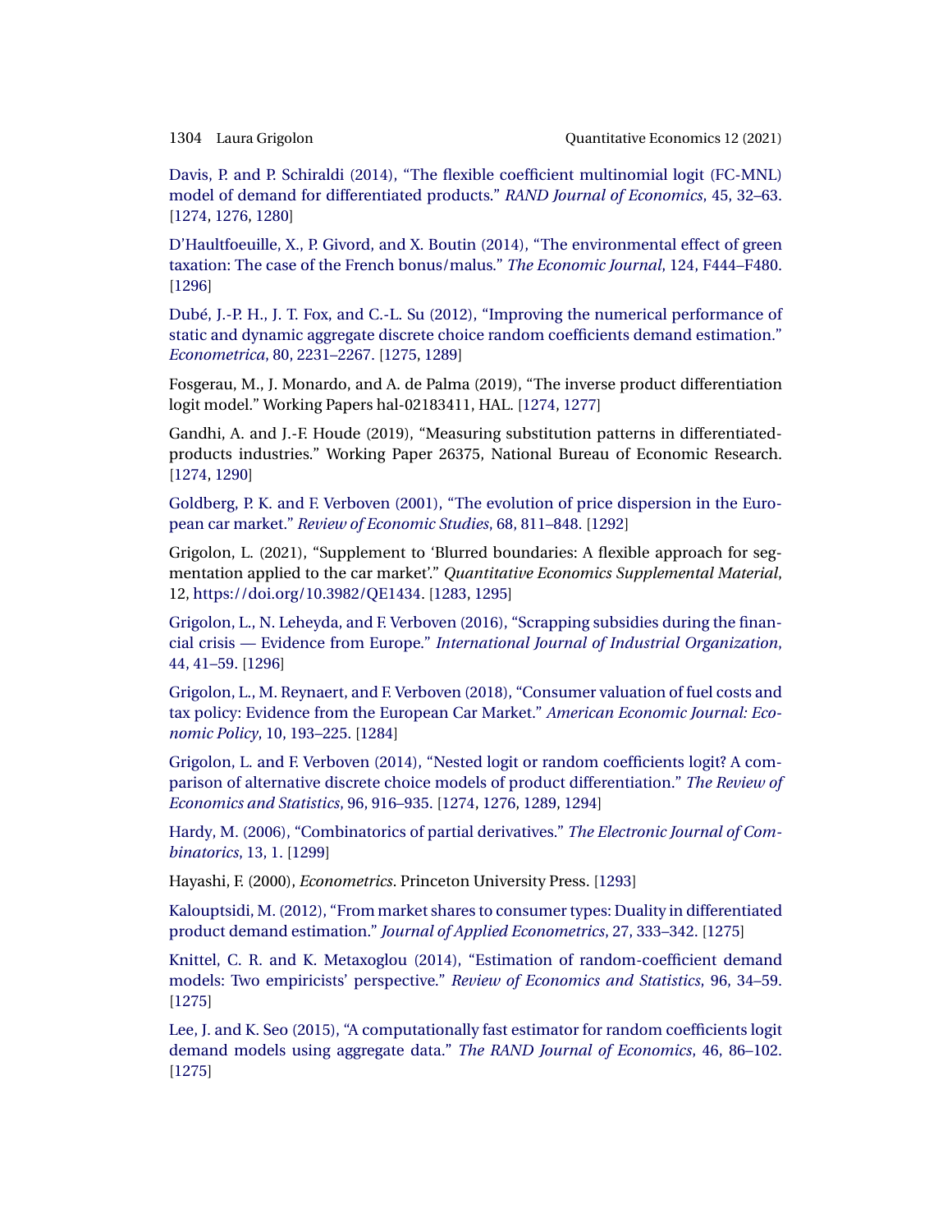Davis, P. and P. Schiraldi (2014), "The flexible coefficient multinomial logit (FC-MNL) model of demand for differentiated products." *RAND Journal of Economics*, 45, 32–63. [1274, 1276, 1280]

D'Haultfoeuille, X., P. Givord, and X. Boutin (2014), "The environmental effect of green taxation: The case of the French bonus/malus." *The Economic Journal*, 124, F444–F480. [1296]

Dubé, J.-P. H., J. T. Fox, and C.-L. Su (2012), "Improving the numerical performance of static and dynamic aggregate discrete choice random coefficients demand estimation." *Econometrica*, 80, 2231–2267. [1275, 1289]

Fosgerau, M., J. Monardo, and A. de Palma (2019), "The inverse product differentiation logit model." Working Papers hal-02183411, HAL. [1274, 1277]

Gandhi, A. and J.-F. Houde (2019), "Measuring substitution patterns in differentiated-products industries." Working Paper 26375, National Bureau of Economic Research. [1274, 1290]

Goldberg, P. K. and F. Verboven (2001), "The evolution of price dispersion in the European car market." *Review of Economic Studies*, 68, 811–848. [1292]

Grigolon, L. (2021), "Supplement to 'Blurred boundaries: A flexible approach for segmentation applied to the car market'." *Quantitative Economics Supplemental Material*, 12, https://doi.org/10.3982/QE1434. [1283, 1295]

Grigolon, L., N. Leheyda, and F. Verboven (2016), "Scrapping subsidies during the financial crisis — Evidence from Europe." *International Journal of Industrial Organization*, 44, 41–59. [1296]

Grigolon, L., M. Reynaert, and F. Verboven (2018), "Consumer valuation of fuel costs and tax policy: Evidence from the European Car Market." *American Economic Journal: Economic Policy*, 10, 193–225. [1284]

Grigolon, L. and F. Verboven (2014), "Nested logit or random coefficients logit? A comparison of alternative discrete choice models of product differentiation." *The Review of Economics and Statistics*, 96, 916–935. [1274, 1276, 1289, 1294]

Hardy, M. (2006), "Combinatorics of partial derivatives." *The Electronic Journal of Combinatorics*, 13, 1. [1299]

Hayashi, F. (2000), *Econometrics*. Princeton University Press. [1293]

Kalouptsidi, M. (2012), "From market shares to consumer types: Duality in differentiated product demand estimation." *Journal of Applied Econometrics*, 27, 333–342. [1275]

Knittel, C. R. and K. Metaxoglou (2014), "Estimation of random-coefficient demand models: Two empiricists' perspective." *Review of Economics and Statistics*, 96, 34–59. [1275]

Lee, J. and K. Seo (2015), "A computationally fast estimator for random coefficients logit demand models using aggregate data." *The RAND Journal of Economics*, 46, 86–102. [1275]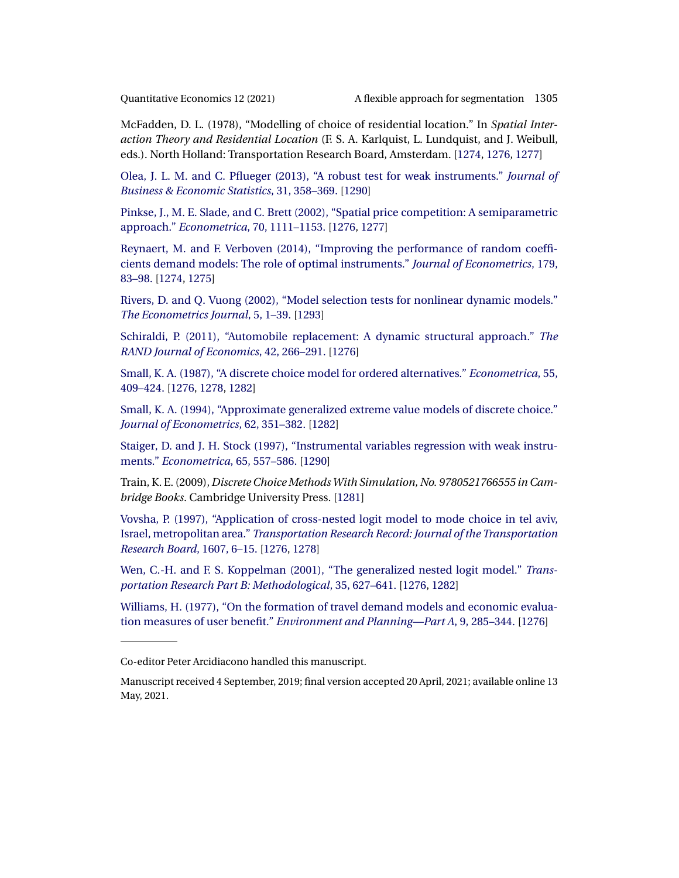McFadden, D. L. (1978), "Modelling of choice of residential location." In *Spatial Interaction Theory and Residential Location* (F. S. A. Karlquist, L. Lundquist, and J. Weibull, eds.). North Holland: Transportation Research Board, Amsterdam. [1274, 1276, 1277]

Olea, J. L. M. and C. Pflueger (2013), "A robust test for weak instruments." *Journal of Business & Economic Statistics*, 31, 358–369. [1290]

Pinkse, J., M. E. Slade, and C. Brett (2002), "Spatial price competition: A semiparametric approach." *Econometrica*, 70, 1111–1153. [1276, 1277]

Reynaert, M. and F. Verboven (2014), "Improving the performance of random coefficients demand models: The role of optimal instruments." *Journal of Econometrics*, 179, 83–98. [1274, 1275]

Rivers, D. and Q. Vuong (2002), "Model selection tests for nonlinear dynamic models." *The Econometrics Journal*, 5, 1–39. [1293]

Schiraldi, P. (2011), "Automobile replacement: A dynamic structural approach." *The RAND Journal of Economics*, 42, 266–291. [1276]

Small, K. A. (1987), "A discrete choice model for ordered alternatives." *Econometrica*, 55, 409–424. [1276, 1278, 1282]

Small, K. A. (1994), "Approximate generalized extreme value models of discrete choice." *Journal of Econometrics*, 62, 351–382. [1282]

Staiger, D. and J. H. Stock (1997), "Instrumental variables regression with weak instruments." *Econometrica*, 65, 557–586. [1290]

Train, K. E. (2009), *Discrete Choice Methods With Simulation, No. 9780521766555 in Cambridge Books*. Cambridge University Press. [1281]

Vovsha, P. (1997), "Application of cross-nested logit model to mode choice in tel aviv, Israel, metropolitan area." *Transportation Research Record: Journal of the Transportation Research Board*, 1607, 6–15. [1276, 1278]

Wen, C.-H. and F. S. Koppelman (2001), "The generalized nested logit model." *Transportation Research Part B: Methodological*, 35, 627–641. [1276, 1282]

Williams, H. (1977), "On the formation of travel demand models and economic evaluation measures of user benefit." *Environment and Planning—Part A*, 9, 285–344. [1276]

---

Co-editor Peter Arcidiacono handled this manuscript.

Manuscript received 4 September, 2019; final version accepted 20 April, 2021; available online 13 May, 2021.